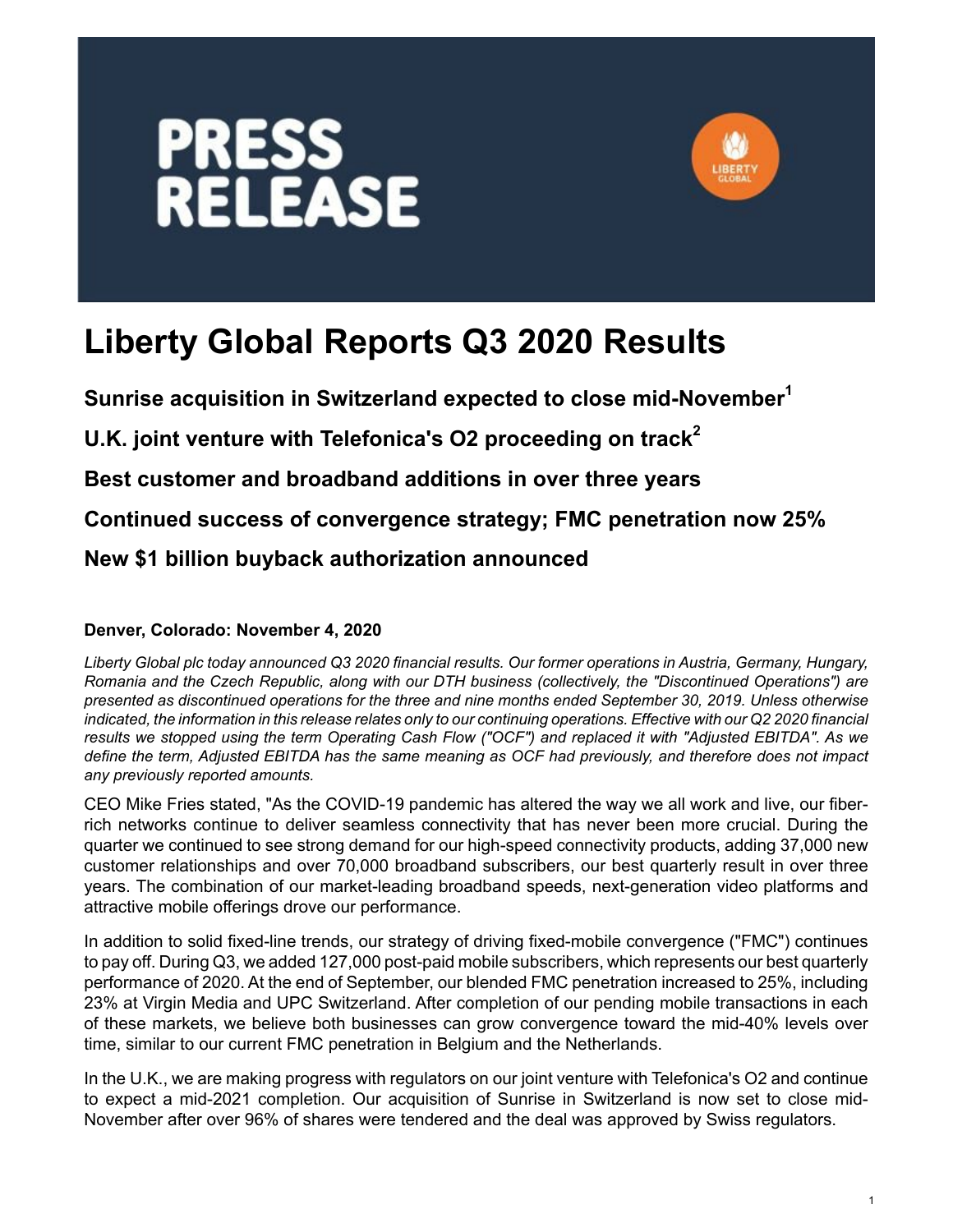# PRESS RELEASE

# Liberty Global Reports Q3 2020 Results

## Sunrise acquisition in Switzerland expected to close mid-November[1]

## U.K. joint venture with Telefonica's O2 proceeding on track[2]

## Best customer and broadband additions in over three years

## Continued success of convergence strategy; FMC penetration now 25%

## New $1 billion buyback authorization announced

**Denver, Colorado: November 4, 2020**

*Liberty Global plc today announced Q3 2020 financial results. Our former operations in Austria, Germany, Hungary, Romania and the Czech Republic, along with our DTH business (collectively, the "Discontinued Operations") are presented as discontinued operations for the three and nine months ended September 30, 2019. Unless otherwise indicated, the information in this release relates only to our continuing operations. Effective with our Q2 2020 financial results we stopped using the term Operating Cash Flow ("OCF") and replaced it with "Adjusted EBITDA". As we define the term, Adjusted EBITDA has the same meaning as OCF had previously, and therefore does not impact any previously reported amounts.*

CEO Mike Fries stated, "As the COVID-19 pandemic has altered the way we all work and live, our fiber-rich networks continue to deliver seamless connectivity that has never been more crucial. During the quarter we continued to see strong demand for our high-speed connectivity products, adding 37,000 new customer relationships and over 70,000 broadband subscribers, our best quarterly result in over three years. The combination of our market-leading broadband speeds, next-generation video platforms and attractive mobile offerings drove our performance.

In addition to solid fixed-line trends, our strategy of driving fixed-mobile convergence ("FMC") continues to pay off. During Q3, we added 127,000 post-paid mobile subscribers, which represents our best quarterly performance of 2020. At the end of September, our blended FMC penetration increased to 25%, including 23% at Virgin Media and UPC Switzerland. After completion of our pending mobile transactions in each of these markets, we believe both businesses can grow convergence toward the mid-40% levels over time, similar to our current FMC penetration in Belgium and the Netherlands.

In the U.K., we are making progress with regulators on our joint venture with Telefonica's O2 and continue to expect a mid-2021 completion. Our acquisition of Sunrise in Switzerland is now set to close mid-November after over 96% of shares were tendered and the deal was approved by Swiss regulators.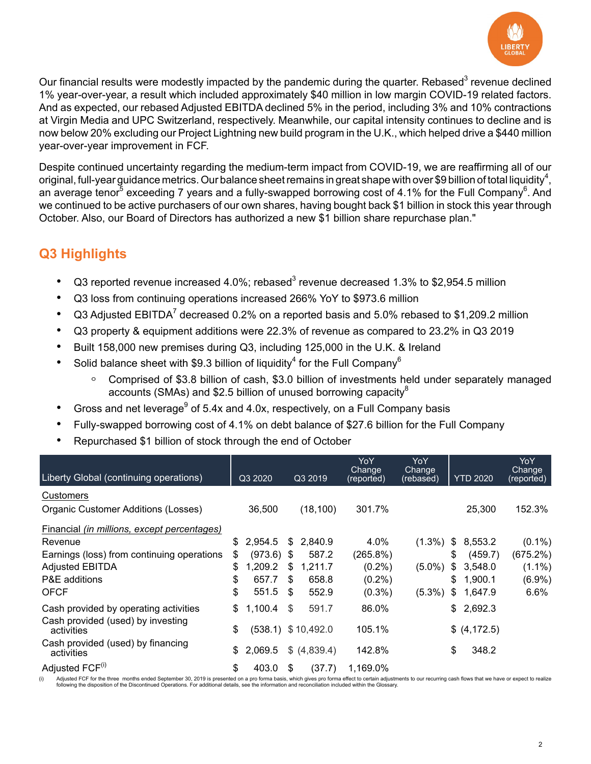Our financial results were modestly impacted by the pandemic during the quarter. Rebased[3] revenue declined 1% year-over-year, a result which included approximately $40 million in low margin COVID-19 related factors. And as expected, our rebased Adjusted EBITDA declined 5% in the period, including 3% and 10% contractions at Virgin Media and UPC Switzerland, respectively. Meanwhile, our capital intensity continues to decline and is now below 20% excluding our Project Lightning new build program in the U.K., which helped drive a $440 million year-over-year improvement in FCF.

Despite continued uncertainty regarding the medium-term impact from COVID-19, we are reaffirming all of our original, full-year guidance metrics. Our balance sheet remains in great shape with over $9 billion of total liquidity[4], an average tenor[5] exceeding 7 years and a fully-swapped borrowing cost of 4.1% for the Full Company[6]. And we continued to be active purchasers of our own shares, having bought back $1 billion in stock this year through October. Also, our Board of Directors has authorized a new $1 billion share repurchase plan."

## Q3 Highlights

- Q3 reported revenue increased 4.0%; rebased[3] revenue decreased 1.3% to $2,954.5 million
- Q3 loss from continuing operations increased 266% YoY to $973.6 million
- Q3 Adjusted EBITDA[7] decreased 0.2% on a reported basis and 5.0% rebased to $1,209.2 million
- Q3 property & equipment additions were 22.3% of revenue as compared to 23.2% in Q3 2019
- Built 158,000 new premises during Q3, including 125,000 in the U.K. & Ireland
- Solid balance sheet with $9.3 billion of liquidity[4] for the Full Company[6]
  - Comprised of $3.8 billion of cash, $3.0 billion of investments held under separately managed accounts (SMAs) and $2.5 billion of unused borrowing capacity[8]
- Gross and net leverage[9] of 5.4x and 4.0x, respectively, on a Full Company basis
- Fully-swapped borrowing cost of 4.1% on debt balance of $27.6 billion for the Full Company
- Repurchased $1 billion of stock through the end of October

| Liberty Global (continuing operations) | Q3 2020 | Q3 2019 | YoY Change (reported) | YoY Change (rebased) | YTD 2020 | YoY Change (reported) |
|---|---|---|---|---|---|---|
| Customers | | | | | | |
| Organic Customer Additions (Losses) | 36,500 | (18,100) | 301.7% | | 25,300 | 152.3% |
| Financial *(in millions, except percentages)* | | | | | | |
| Revenue | $ 2,954.5 | $ 2,840.9 | 4.0% | (1.3%) | $ 8,553.2 | (0.1%) |
| Earnings (loss) from continuing operations | $ (973.6) | $ 587.2 | (265.8%) | | $ (459.7) | (675.2%) |
| Adjusted EBITDA | $ 1,209.2 | $ 1,211.7 | (0.2%) | (5.0%) | $ 3,548.0 | (1.1%) |
| P&E additions | $ 657.7 | $ 658.8 | (0.2%) | | $ 1,900.1 | (6.9%) |
| OFCF | $ 551.5 | $ 552.9 | (0.3%) | (5.3%) | $ 1,647.9 | 6.6% |
| Cash provided by operating activities | $ 1,100.4 | $ 591.7 | 86.0% | | $ 2,692.3 | |
| Cash provided (used) by investing activities | $ (538.1) | $ 10,492.0 | 105.1% | | $ (4,172.5) | |
| Cash provided (used) by financing activities | $ 2,069.5 | $ (4,839.4) | 142.8% | | $ 348.2 | |
| Adjusted FCF[(i)] | $ 403.0 | $ (37.7) | 1,169.0% | | | |

(i) Adjusted FCF for the three months ended September 30, 2019 is presented on a pro forma basis, which gives pro forma effect to certain adjustments to our recurring cash flows that we have or expect to realize following the disposition of the Discontinued Operations. For additional details, see the information and reconciliation included within the Glossary.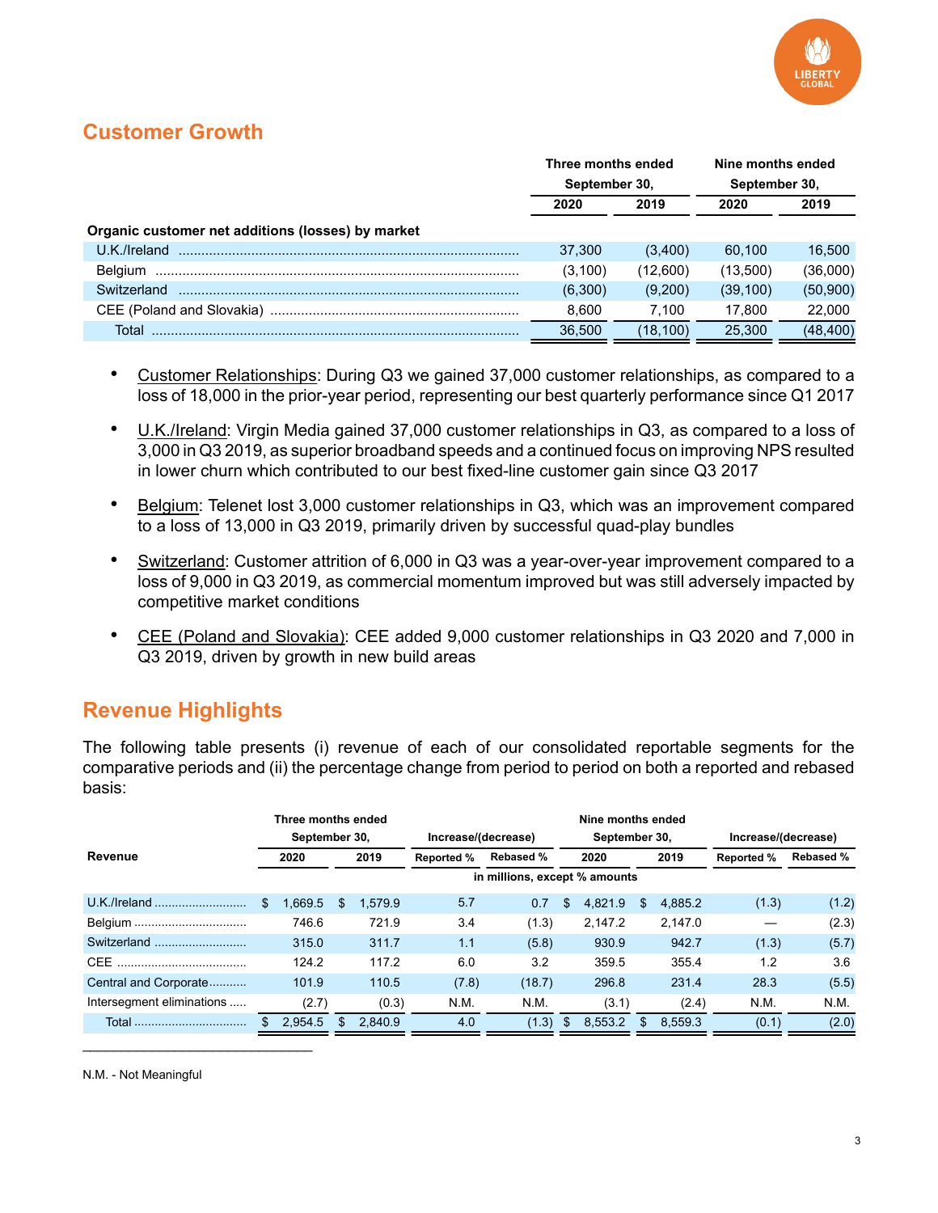## Customer Growth

| | Three months ended September 30, | | Nine months ended September 30, | |
|---|---|---|---|---|
| | 2020 | 2019 | 2020 | 2019 |
| **Organic customer net additions (losses) by market** | | | | |
| U.K./Ireland | 37,300 | (3,400) | 60,100 | 16,500 |
| Belgium | (3,100) | (12,600) | (13,500) | (36,000) |
| Switzerland | (6,300) | (9,200) | (39,100) | (50,900) |
| CEE (Poland and Slovakia) | 8,600 | 7,100 | 17,800 | 22,000 |
| Total | 36,500 | (18,100) | 25,300 | (48,400) |

- Customer Relationships: During Q3 we gained 37,000 customer relationships, as compared to a loss of 18,000 in the prior-year period, representing our best quarterly performance since Q1 2017
- U.K./Ireland: Virgin Media gained 37,000 customer relationships in Q3, as compared to a loss of 3,000 in Q3 2019, as superior broadband speeds and a continued focus on improving NPS resulted in lower churn which contributed to our best fixed-line customer gain since Q3 2017
- Belgium: Telenet lost 3,000 customer relationships in Q3, which was an improvement compared to a loss of 13,000 in Q3 2019, primarily driven by successful quad-play bundles
- Switzerland: Customer attrition of 6,000 in Q3 was a year-over-year improvement compared to a loss of 9,000 in Q3 2019, as commercial momentum improved but was still adversely impacted by competitive market conditions
- CEE (Poland and Slovakia): CEE added 9,000 customer relationships in Q3 2020 and 7,000 in Q3 2019, driven by growth in new build areas

## Revenue Highlights

The following table presents (i) revenue of each of our consolidated reportable segments for the comparative periods and (ii) the percentage change from period to period on both a reported and rebased basis:

| Revenue | Three months ended September 30, 2020 | Three months ended September 30, 2019 | Increase/(decrease) Reported % | Increase/(decrease) Rebased % | Nine months ended September 30, 2020 | Nine months ended September 30, 2019 | Increase/(decrease) Reported % | Increase/(decrease) Rebased % |
|---|---|---|---|---|---|---|---|---|
| | in millions, except % amounts | | | | | | | |
| U.K./Ireland | $ 1,669.5 | $ 1,579.9 | 5.7 | 0.7 | $ 4,821.9 | $ 4,885.2 | (1.3) | (1.2) |
| Belgium | 746.6 | 721.9 | 3.4 | (1.3) | 2,147.2 | 2,147.0 | — | (2.3) |
| Switzerland | 315.0 | 311.7 | 1.1 | (5.8) | 930.9 | 942.7 | (1.3) | (5.7) |
| CEE | 124.2 | 117.2 | 6.0 | 3.2 | 359.5 | 355.4 | 1.2 | 3.6 |
| Central and Corporate | 101.9 | 110.5 | (7.8) | (18.7) | 296.8 | 231.4 | 28.3 | (5.5) |
| Intersegment eliminations | (2.7) | (0.3) | N.M. | N.M. | (3.1) | (2.4) | N.M. | N.M. |
| Total | $ 2,954.5 | $ 2,840.9 | 4.0 | (1.3) | $ 8,553.2 | $ 8,559.3 | (0.1) | (2.0) |

N.M. - Not Meaningful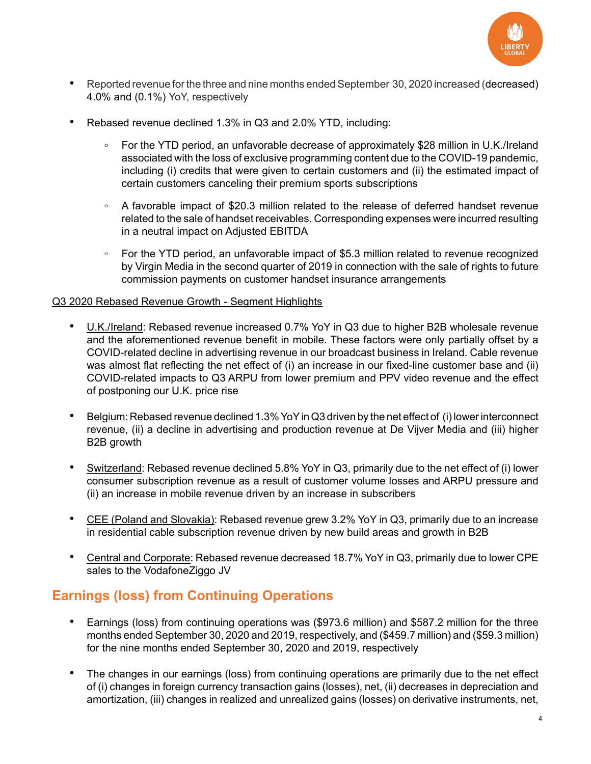- Reported revenue for the three and nine months ended September 30, 2020 increased (decreased) 4.0% and (0.1%) YoY, respectively

- Rebased revenue declined 1.3% in Q3 and 2.0% YTD, including:

  - For the YTD period, an unfavorable decrease of approximately $28 million in U.K./Ireland associated with the loss of exclusive programming content due to the COVID-19 pandemic, including (i) credits that were given to certain customers and (ii) the estimated impact of certain customers canceling their premium sports subscriptions

  - A favorable impact of $20.3 million related to the release of deferred handset revenue related to the sale of handset receivables. Corresponding expenses were incurred resulting in a neutral impact on Adjusted EBITDA

  - For the YTD period, an unfavorable impact of $5.3 million related to revenue recognized by Virgin Media in the second quarter of 2019 in connection with the sale of rights to future commission payments on customer handset insurance arrangements

Q3 2020 Rebased Revenue Growth - Segment Highlights

- U.K./Ireland: Rebased revenue increased 0.7% YoY in Q3 due to higher B2B wholesale revenue and the aforementioned revenue benefit in mobile. These factors were only partially offset by a COVID-related decline in advertising revenue in our broadcast business in Ireland. Cable revenue was almost flat reflecting the net effect of (i) an increase in our fixed-line customer base and (ii) COVID-related impacts to Q3 ARPU from lower premium and PPV video revenue and the effect of postponing our U.K. price rise

- Belgium: Rebased revenue declined 1.3% YoY in Q3 driven by the net effect of (i) lower interconnect revenue, (ii) a decline in advertising and production revenue at De Vijver Media and (iii) higher B2B growth

- Switzerland: Rebased revenue declined 5.8% YoY in Q3, primarily due to the net effect of (i) lower consumer subscription revenue as a result of customer volume losses and ARPU pressure and (ii) an increase in mobile revenue driven by an increase in subscribers

- CEE (Poland and Slovakia): Rebased revenue grew 3.2% YoY in Q3, primarily due to an increase in residential cable subscription revenue driven by new build areas and growth in B2B

- Central and Corporate: Rebased revenue decreased 18.7% YoY in Q3, primarily due to lower CPE sales to the VodafoneZiggo JV

## Earnings (loss) from Continuing Operations

- Earnings (loss) from continuing operations was ($973.6 million) and $587.2 million for the three months ended September 30, 2020 and 2019, respectively, and ($459.7 million) and ($59.3 million) for the nine months ended September 30, 2020 and 2019, respectively

- The changes in our earnings (loss) from continuing operations are primarily due to the net effect of (i) changes in foreign currency transaction gains (losses), net, (ii) decreases in depreciation and amortization, (iii) changes in realized and unrealized gains (losses) on derivative instruments, net,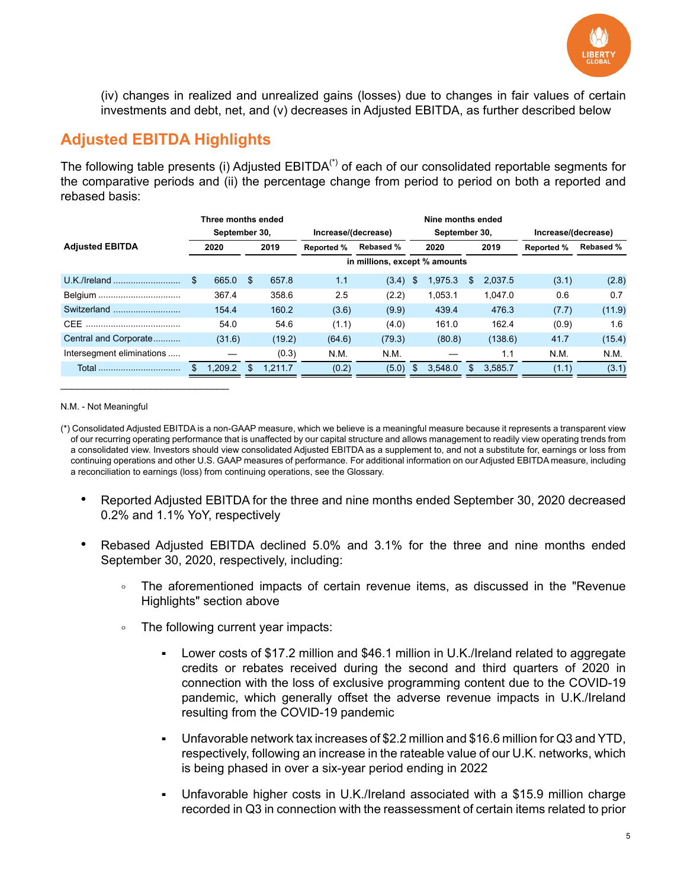(iv) changes in realized and unrealized gains (losses) due to changes in fair values of certain investments and debt, net, and (v) decreases in Adjusted EBITDA, as further described below

## Adjusted EBITDA Highlights

The following table presents (i) Adjusted EBITDA(*) of each of our consolidated reportable segments for the comparative periods and (ii) the percentage change from period to period on both a reported and rebased basis:

| Adjusted EBITDA | Three months ended September 30, 2020 | Three months ended September 30, 2019 | Increase/(decrease) Reported % | Increase/(decrease) Rebased % | Nine months ended September 30, 2020 | Nine months ended September 30, 2019 | Increase/(decrease) Reported % | Increase/(decrease) Rebased % |
|---|---|---|---|---|---|---|---|---|
| | in millions, except % amounts | | | | | | | |
| U.K./Ireland | $ 665.0 | $ 657.8 | 1.1 | (3.4) | $ 1,975.3 | $ 2,037.5 | (3.1) | (2.8) |
| Belgium | 367.4 | 358.6 | 2.5 | (2.2) | 1,053.1 | 1,047.0 | 0.6 | 0.7 |
| Switzerland | 154.4 | 160.2 | (3.6) | (9.9) | 439.4 | 476.3 | (7.7) | (11.9) |
| CEE | 54.0 | 54.6 | (1.1) | (4.0) | 161.0 | 162.4 | (0.9) | 1.6 |
| Central and Corporate | (31.6) | (19.2) | (64.6) | (79.3) | (80.8) | (138.6) | 41.7 | (15.4) |
| Intersegment eliminations | — | (0.3) | N.M. | N.M. | — | 1.1 | N.M. | N.M. |
| Total | $ 1,209.2 | $ 1,211.7 | (0.2) | (5.0) | $ 3,548.0 | $ 3,585.7 | (1.1) | (3.1) |

N.M. - Not Meaningful

(*) Consolidated Adjusted EBITDA is a non-GAAP measure, which we believe is a meaningful measure because it represents a transparent view of our recurring operating performance that is unaffected by our capital structure and allows management to readily view operating trends from a consolidated view. Investors should view consolidated Adjusted EBITDA as a supplement to, and not a substitute for, earnings or loss from continuing operations and other U.S. GAAP measures of performance. For additional information on our Adjusted EBITDA measure, including a reconciliation to earnings (loss) from continuing operations, see the Glossary.

- Reported Adjusted EBITDA for the three and nine months ended September 30, 2020 decreased 0.2% and 1.1% YoY, respectively
- Rebased Adjusted EBITDA declined 5.0% and 3.1% for the three and nine months ended September 30, 2020, respectively, including:
  - The aforementioned impacts of certain revenue items, as discussed in the "Revenue Highlights" section above
  - The following current year impacts:
    - Lower costs of $17.2 million and $46.1 million in U.K./Ireland related to aggregate credits or rebates received during the second and third quarters of 2020 in connection with the loss of exclusive programming content due to the COVID-19 pandemic, which generally offset the adverse revenue impacts in U.K./Ireland resulting from the COVID-19 pandemic
    - Unfavorable network tax increases of $2.2 million and $16.6 million for Q3 and YTD, respectively, following an increase in the rateable value of our U.K. networks, which is being phased in over a six-year period ending in 2022
    - Unfavorable higher costs in U.K./Ireland associated with a $15.9 million charge recorded in Q3 in connection with the reassessment of certain items related to prior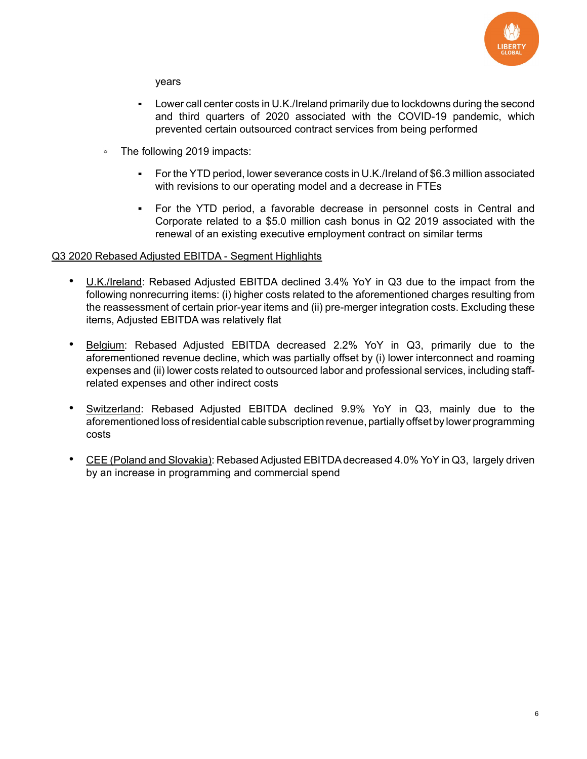years

    - Lower call center costs in U.K./Ireland primarily due to lockdowns during the second and third quarters of 2020 associated with the COVID-19 pandemic, which prevented certain outsourced contract services from being performed

- The following 2019 impacts:
    - For the YTD period, lower severance costs in U.K./Ireland of $6.3 million associated with revisions to our operating model and a decrease in FTEs
    - For the YTD period, a favorable decrease in personnel costs in Central and Corporate related to a $5.0 million cash bonus in Q2 2019 associated with the renewal of an existing executive employment contract on similar terms

<u>Q3 2020 Rebased Adjusted EBITDA - Segment Highlights</u>

- <u>U.K./Ireland</u>: Rebased Adjusted EBITDA declined 3.4% YoY in Q3 due to the impact from the following nonrecurring items: (i) higher costs related to the aforementioned charges resulting from the reassessment of certain prior-year items and (ii) pre-merger integration costs. Excluding these items, Adjusted EBITDA was relatively flat

- <u>Belgium</u>: Rebased Adjusted EBITDA decreased 2.2% YoY in Q3, primarily due to the aforementioned revenue decline, which was partially offset by (i) lower interconnect and roaming expenses and (ii) lower costs related to outsourced labor and professional services, including staff-related expenses and other indirect costs

- <u>Switzerland</u>: Rebased Adjusted EBITDA declined 9.9% YoY in Q3, mainly due to the aforementioned loss of residential cable subscription revenue, partially offset by lower programming costs

- <u>CEE (Poland and Slovakia)</u>: Rebased Adjusted EBITDA decreased 4.0% YoY in Q3, largely driven by an increase in programming and commercial spend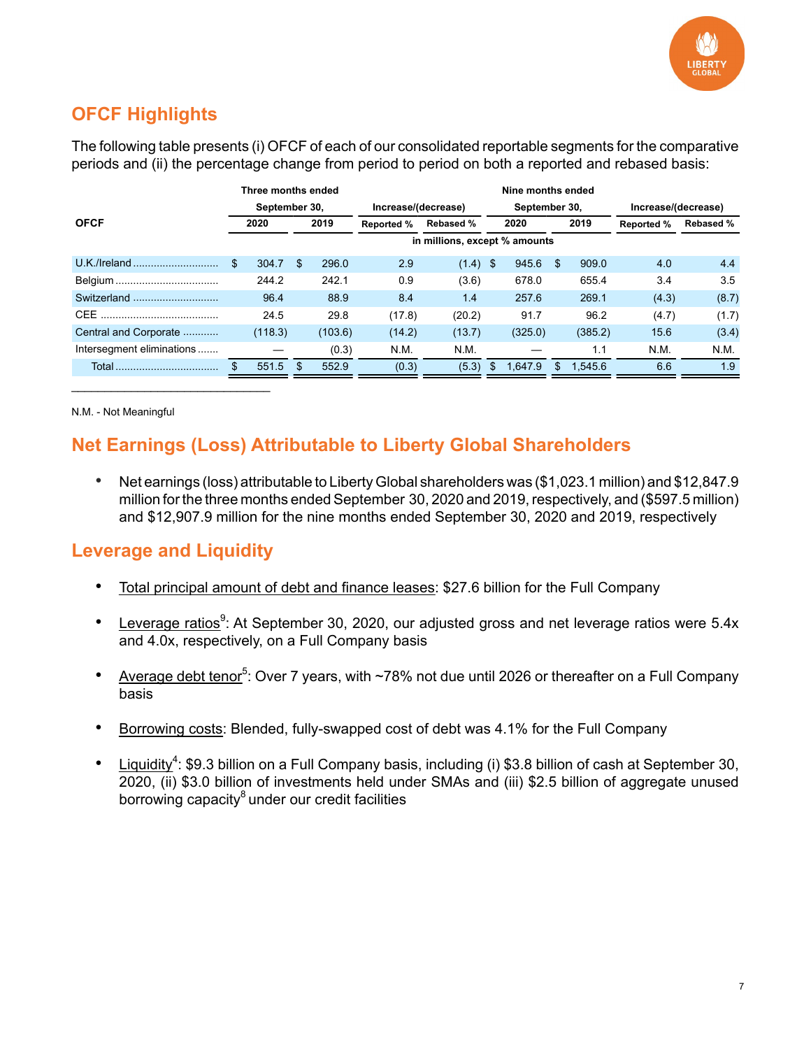## OFCF Highlights

The following table presents (i) OFCF of each of our consolidated reportable segments for the comparative periods and (ii) the percentage change from period to period on both a reported and rebased basis:

| OFCF | Three months ended September 30, 2020 | Three months ended September 30, 2019 | Increase/(decrease) Reported % | Increase/(decrease) Rebased % | Nine months ended September 30, 2020 | Nine months ended September 30, 2019 | Increase/(decrease) Reported % | Increase/(decrease) Rebased % |
|---|---|---|---|---|---|---|---|---|
| | in millions, except % amounts | | | | | | | |
| U.K./Ireland | $ 304.7 | $ 296.0 | 2.9 | (1.4) | $ 945.6 | $ 909.0 | 4.0 | 4.4 |
| Belgium | 244.2 | 242.1 | 0.9 | (3.6) | 678.0 | 655.4 | 3.4 | 3.5 |
| Switzerland | 96.4 | 88.9 | 8.4 | 1.4 | 257.6 | 269.1 | (4.3) | (8.7) |
| CEE | 24.5 | 29.8 | (17.8) | (20.2) | 91.7 | 96.2 | (4.7) | (1.7) |
| Central and Corporate | (118.3) | (103.6) | (14.2) | (13.7) | (325.0) | (385.2) | 15.6 | (3.4) |
| Intersegment eliminations | — | (0.3) | N.M. | N.M. | — | 1.1 | N.M. | N.M. |
| Total | $ 551.5 | $ 552.9 | (0.3) | (5.3) | $ 1,647.9 | $ 1,545.6 | 6.6 | 1.9 |

N.M. - Not Meaningful

## Net Earnings (Loss) Attributable to Liberty Global Shareholders

- Net earnings (loss) attributable to Liberty Global shareholders was ($1,023.1 million) and $12,847.9 million for the three months ended September 30, 2020 and 2019, respectively, and ($597.5 million) and $12,907.9 million for the nine months ended September 30, 2020 and 2019, respectively

## Leverage and Liquidity

- Total principal amount of debt and finance leases: $27.6 billion for the Full Company
- Leverage ratios[9]: At September 30, 2020, our adjusted gross and net leverage ratios were 5.4x and 4.0x, respectively, on a Full Company basis
- Average debt tenor[5]: Over 7 years, with ~78% not due until 2026 or thereafter on a Full Company basis
- Borrowing costs: Blended, fully-swapped cost of debt was 4.1% for the Full Company
- Liquidity[4]: $9.3 billion on a Full Company basis, including (i) $3.8 billion of cash at September 30, 2020, (ii) $3.0 billion of investments held under SMAs and (iii) $2.5 billion of aggregate unused borrowing capacity[8] under our credit facilities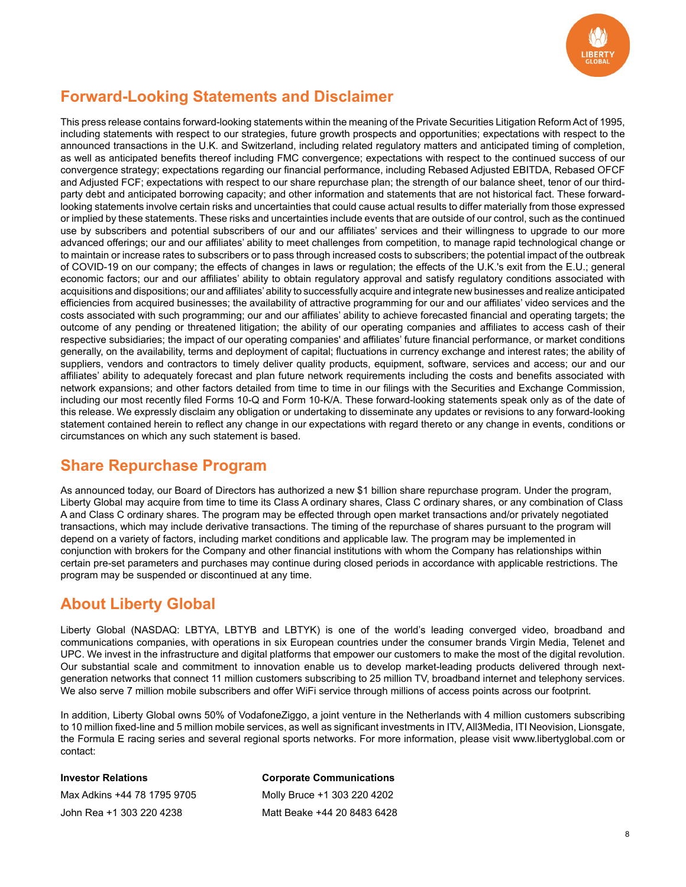## Forward-Looking Statements and Disclaimer

This press release contains forward-looking statements within the meaning of the Private Securities Litigation Reform Act of 1995, including statements with respect to our strategies, future growth prospects and opportunities; expectations with respect to the announced transactions in the U.K. and Switzerland, including related regulatory matters and anticipated timing of completion, as well as anticipated benefits thereof including FMC convergence; expectations with respect to the continued success of our convergence strategy; expectations regarding our financial performance, including Rebased Adjusted EBITDA, Rebased OFCF and Adjusted FCF; expectations with respect to our share repurchase plan; the strength of our balance sheet, tenor of our third-party debt and anticipated borrowing capacity; and other information and statements that are not historical fact. These forward-looking statements involve certain risks and uncertainties that could cause actual results to differ materially from those expressed or implied by these statements. These risks and uncertainties include events that are outside of our control, such as the continued use by subscribers and potential subscribers of our and our affiliates' services and their willingness to upgrade to our more advanced offerings; our and our affiliates' ability to meet challenges from competition, to manage rapid technological change or to maintain or increase rates to subscribers or to pass through increased costs to subscribers; the potential impact of the outbreak of COVID-19 on our company; the effects of changes in laws or regulation; the effects of the U.K.'s exit from the E.U.; general economic factors; our and our affiliates' ability to obtain regulatory approval and satisfy regulatory conditions associated with acquisitions and dispositions; our and affiliates' ability to successfully acquire and integrate new businesses and realize anticipated efficiencies from acquired businesses; the availability of attractive programming for our and our affiliates' video services and the costs associated with such programming; our and our affiliates' ability to achieve forecasted financial and operating targets; the outcome of any pending or threatened litigation; the ability of our operating companies and affiliates to access cash of their respective subsidiaries; the impact of our operating companies' and affiliates' future financial performance, or market conditions generally, on the availability, terms and deployment of capital; fluctuations in currency exchange and interest rates; the ability of suppliers, vendors and contractors to timely deliver quality products, equipment, software, services and access; our and our affiliates' ability to adequately forecast and plan future network requirements including the costs and benefits associated with network expansions; and other factors detailed from time to time in our filings with the Securities and Exchange Commission, including our most recently filed Forms 10-Q and Form 10-K/A. These forward-looking statements speak only as of the date of this release. We expressly disclaim any obligation or undertaking to disseminate any updates or revisions to any forward-looking statement contained herein to reflect any change in our expectations with regard thereto or any change in events, conditions or circumstances on which any such statement is based.

## Share Repurchase Program

As announced today, our Board of Directors has authorized a new $1 billion share repurchase program. Under the program, Liberty Global may acquire from time to time its Class A ordinary shares, Class C ordinary shares, or any combination of Class A and Class C ordinary shares. The program may be effected through open market transactions and/or privately negotiated transactions, which may include derivative transactions. The timing of the repurchase of shares pursuant to the program will depend on a variety of factors, including market conditions and applicable law. The program may be implemented in conjunction with brokers for the Company and other financial institutions with whom the Company has relationships within certain pre-set parameters and purchases may continue during closed periods in accordance with applicable restrictions. The program may be suspended or discontinued at any time.

## About Liberty Global

Liberty Global (NASDAQ: LBTYA, LBTYB and LBTYK) is one of the world's leading converged video, broadband and communications companies, with operations in six European countries under the consumer brands Virgin Media, Telenet and UPC. We invest in the infrastructure and digital platforms that empower our customers to make the most of the digital revolution. Our substantial scale and commitment to innovation enable us to develop market-leading products delivered through next-generation networks that connect 11 million customers subscribing to 25 million TV, broadband internet and telephony services. We also serve 7 million mobile subscribers and offer WiFi service through millions of access points across our footprint.

In addition, Liberty Global owns 50% of VodafoneZiggo, a joint venture in the Netherlands with 4 million customers subscribing to 10 million fixed-line and 5 million mobile services, as well as significant investments in ITV, All3Media, ITI Neovision, Lionsgate, the Formula E racing series and several regional sports networks. For more information, please visit www.libertyglobal.com or contact:

**Investor Relations**

Max Adkins +44 78 1795 9705

John Rea +1 303 220 4238

**Corporate Communications**

Molly Bruce +1 303 220 4202

Matt Beake +44 20 8483 6428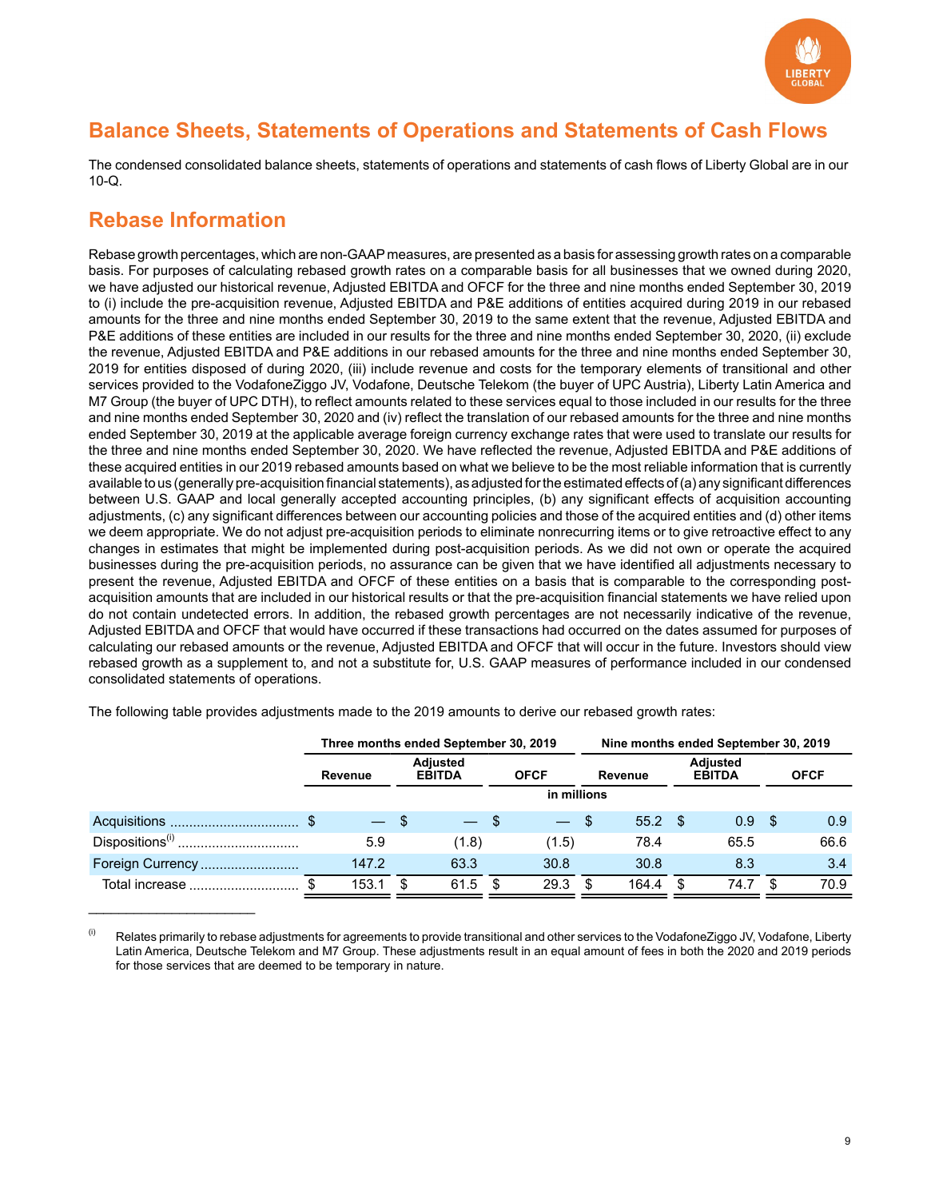## Balance Sheets, Statements of Operations and Statements of Cash Flows

The condensed consolidated balance sheets, statements of operations and statements of cash flows of Liberty Global are in our 10-Q.

## Rebase Information

Rebase growth percentages, which are non-GAAP measures, are presented as a basis for assessing growth rates on a comparable basis. For purposes of calculating rebased growth rates on a comparable basis for all businesses that we owned during 2020, we have adjusted our historical revenue, Adjusted EBITDA and OFCF for the three and nine months ended September 30, 2019 to (i) include the pre-acquisition revenue, Adjusted EBITDA and P&E additions of entities acquired during 2019 in our rebased amounts for the three and nine months ended September 30, 2019 to the same extent that the revenue, Adjusted EBITDA and P&E additions of these entities are included in our results for the three and nine months ended September 30, 2020, (ii) exclude the revenue, Adjusted EBITDA and P&E additions in our rebased amounts for the three and nine months ended September 30, 2019 for entities disposed of during 2020, (iii) include revenue and costs for the temporary elements of transitional and other services provided to the VodafoneZiggo JV, Vodafone, Deutsche Telekom (the buyer of UPC Austria), Liberty Latin America and M7 Group (the buyer of UPC DTH), to reflect amounts related to these services equal to those included in our results for the three and nine months ended September 30, 2020 and (iv) reflect the translation of our rebased amounts for the three and nine months ended September 30, 2019 at the applicable average foreign currency exchange rates that were used to translate our results for the three and nine months ended September 30, 2020. We have reflected the revenue, Adjusted EBITDA and P&E additions of these acquired entities in our 2019 rebased amounts based on what we believe to be the most reliable information that is currently available to us (generally pre-acquisition financial statements), as adjusted for the estimated effects of (a) any significant differences between U.S. GAAP and local generally accepted accounting principles, (b) any significant effects of acquisition accounting adjustments, (c) any significant differences between our accounting policies and those of the acquired entities and (d) other items we deem appropriate. We do not adjust pre-acquisition periods to eliminate nonrecurring items or to give retroactive effect to any changes in estimates that might be implemented during post-acquisition periods. As we did not own or operate the acquired businesses during the pre-acquisition periods, no assurance can be given that we have identified all adjustments necessary to present the revenue, Adjusted EBITDA and OFCF of these entities on a basis that is comparable to the corresponding post-acquisition amounts that are included in our historical results or that the pre-acquisition financial statements we have relied upon do not contain undetected errors. In addition, the rebased growth percentages are not necessarily indicative of the revenue, Adjusted EBITDA and OFCF that would have occurred if these transactions had occurred on the dates assumed for purposes of calculating our rebased amounts or the revenue, Adjusted EBITDA and OFCF that will occur in the future. Investors should view rebased growth as a supplement to, and not a substitute for, U.S. GAAP measures of performance included in our condensed consolidated statements of operations.

The following table provides adjustments made to the 2019 amounts to derive our rebased growth rates:

| | Three months ended September 30, 2019 | | | Nine months ended September 30, 2019 | | |
|---|---|---|---|---|---|---|
| | Revenue | Adjusted EBITDA | OFCF | Revenue | Adjusted EBITDA | OFCF |
| | in millions | | | | | |
| Acquisitions | $ — | $ — | $ — | $ 55.2 | $ 0.9 | $ 0.9 |
| Dispositions[i] | 5.9 | (1.8) | (1.5) | 78.4 | 65.5 | 66.6 |
| Foreign Currency | 147.2 | 63.3 | 30.8 | 30.8 | 8.3 | 3.4 |
| Total increase | $ 153.1 | $ 61.5 | $ 29.3 | $ 164.4 | $ 74.7 | $ 70.9 |

(i) Relates primarily to rebase adjustments for agreements to provide transitional and other services to the VodafoneZiggo JV, Vodafone, Liberty Latin America, Deutsche Telekom and M7 Group. These adjustments result in an equal amount of fees in both the 2020 and 2019 periods for those services that are deemed to be temporary in nature.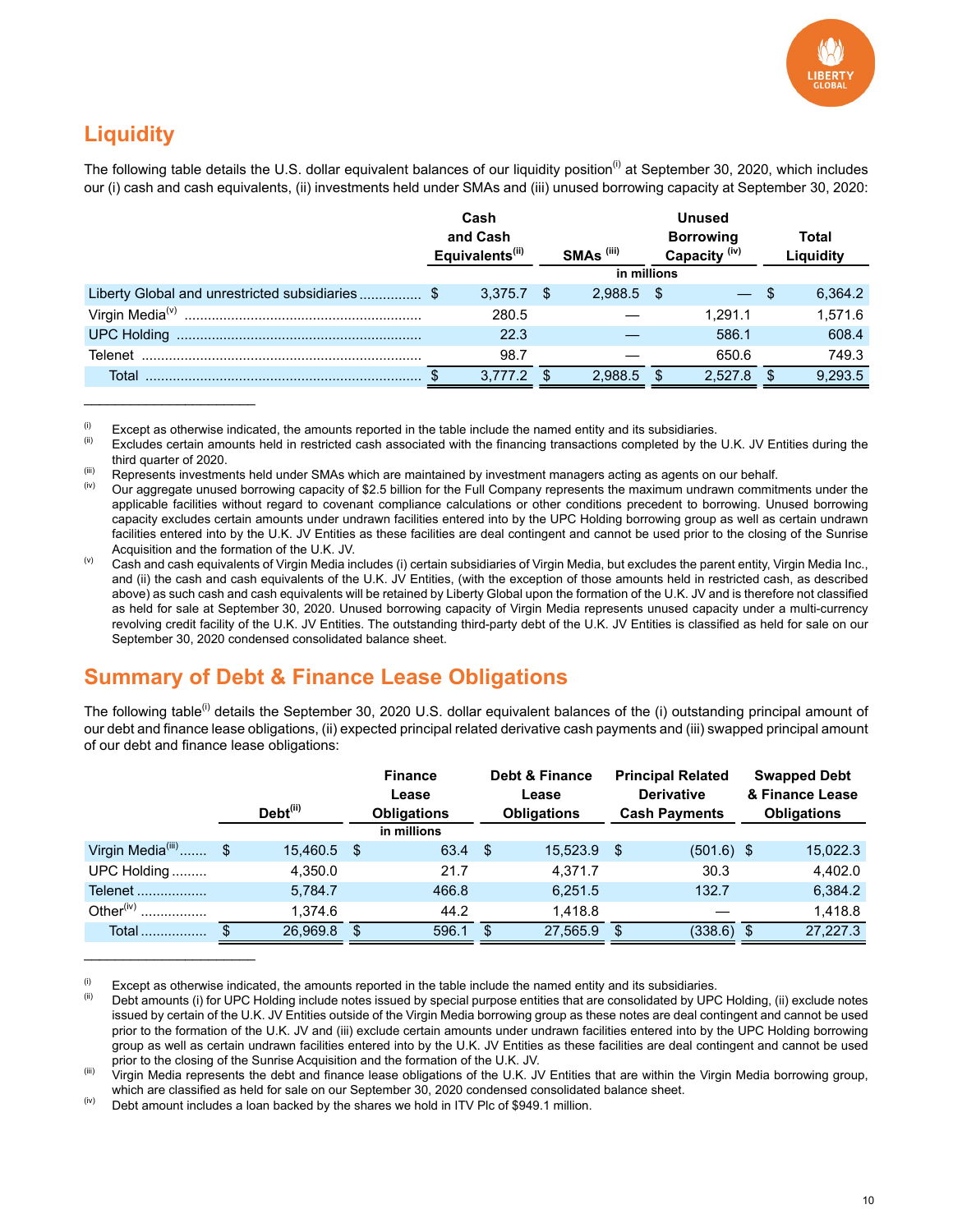## Liquidity

The following table details the U.S. dollar equivalent balances of our liquidity position[i] at September 30, 2020, which includes our (i) cash and cash equivalents, (ii) investments held under SMAs and (iii) unused borrowing capacity at September 30, 2020:

| | Cash and Cash Equivalents[ii] | SMAs [iii] | Unused Borrowing Capacity [iv] | Total Liquidity |
|---|---|---|---|---|
| | in millions | | | |
| Liberty Global and unrestricted subsidiaries | $ 3,375.7 | $ 2,988.5 | $ — | $ 6,364.2 |
| Virgin Media[v] | 280.5 | — | 1,291.1 | 1,571.6 |
| UPC Holding | 22.3 | — | 586.1 | 608.4 |
| Telenet | 98.7 | — | 650.6 | 749.3 |
| Total | $ 3,777.2 | $ 2,988.5 | $ 2,527.8 | $ 9,293.5 |

(i) Except as otherwise indicated, the amounts reported in the table include the named entity and its subsidiaries.

(ii) Excludes certain amounts held in restricted cash associated with the financing transactions completed by the U.K. JV Entities during the third quarter of 2020.

(iii) Represents investments held under SMAs which are maintained by investment managers acting as agents on our behalf.

(iv) Our aggregate unused borrowing capacity of $2.5 billion for the Full Company represents the maximum undrawn commitments under the applicable facilities without regard to covenant compliance calculations or other conditions precedent to borrowing. Unused borrowing capacity excludes certain amounts under undrawn facilities entered into by the UPC Holding borrowing group as well as certain undrawn facilities entered into by the U.K. JV Entities as these facilities are deal contingent and cannot be used prior to the closing of the Sunrise Acquisition and the formation of the U.K. JV.

(v) Cash and cash equivalents of Virgin Media includes (i) certain subsidiaries of Virgin Media, but excludes the parent entity, Virgin Media Inc., and (ii) the cash and cash equivalents of the U.K. JV Entities, (with the exception of those amounts held in restricted cash, as described above) as such cash and cash equivalents will be retained by Liberty Global upon the formation of the U.K. JV and is therefore not classified as held for sale at September 30, 2020. Unused borrowing capacity of Virgin Media represents unused capacity under a multi-currency revolving credit facility of the U.K. JV Entities. The outstanding third-party debt of the U.K. JV Entities is classified as held for sale on our September 30, 2020 condensed consolidated balance sheet.

## Summary of Debt & Finance Lease Obligations

The following table[i] details the September 30, 2020 U.S. dollar equivalent balances of the (i) outstanding principal amount of our debt and finance lease obligations, (ii) expected principal related derivative cash payments and (iii) swapped principal amount of our debt and finance lease obligations:

| | Debt[ii] | Finance Lease Obligations | Debt & Finance Lease Obligations | Principal Related Derivative Cash Payments | Swapped Debt & Finance Lease Obligations |
|---|---|---|---|---|---|
| | in millions | | | | |
| Virgin Media[iii] | $ 15,460.5 | $ 63.4 | $ 15,523.9 | $ (501.6) | $ 15,022.3 |
| UPC Holding | 4,350.0 | 21.7 | 4,371.7 | 30.3 | 4,402.0 |
| Telenet | 5,784.7 | 466.8 | 6,251.5 | 132.7 | 6,384.2 |
| Other[iv] | 1,374.6 | 44.2 | 1,418.8 | — | 1,418.8 |
| Total | $ 26,969.8 | $ 596.1 | $ 27,565.9 | $ (338.6) | $ 27,227.3 |

(i) Except as otherwise indicated, the amounts reported in the table include the named entity and its subsidiaries.

(ii) Debt amounts (i) for UPC Holding include notes issued by special purpose entities that are consolidated by UPC Holding, (ii) exclude notes issued by certain of the U.K. JV Entities outside of the Virgin Media borrowing group as these notes are deal contingent and cannot be used prior to the formation of the U.K. JV and (iii) exclude certain amounts under undrawn facilities entered into by the UPC Holding borrowing group as well as certain undrawn facilities entered into by the U.K. JV Entities as these facilities are deal contingent and cannot be used prior to the closing of the Sunrise Acquisition and the formation of the U.K. JV.

(iii) Virgin Media represents the debt and finance lease obligations of the U.K. JV Entities that are within the Virgin Media borrowing group, which are classified as held for sale on our September 30, 2020 condensed consolidated balance sheet.

(iv) Debt amount includes a loan backed by the shares we hold in ITV Plc of $949.1 million.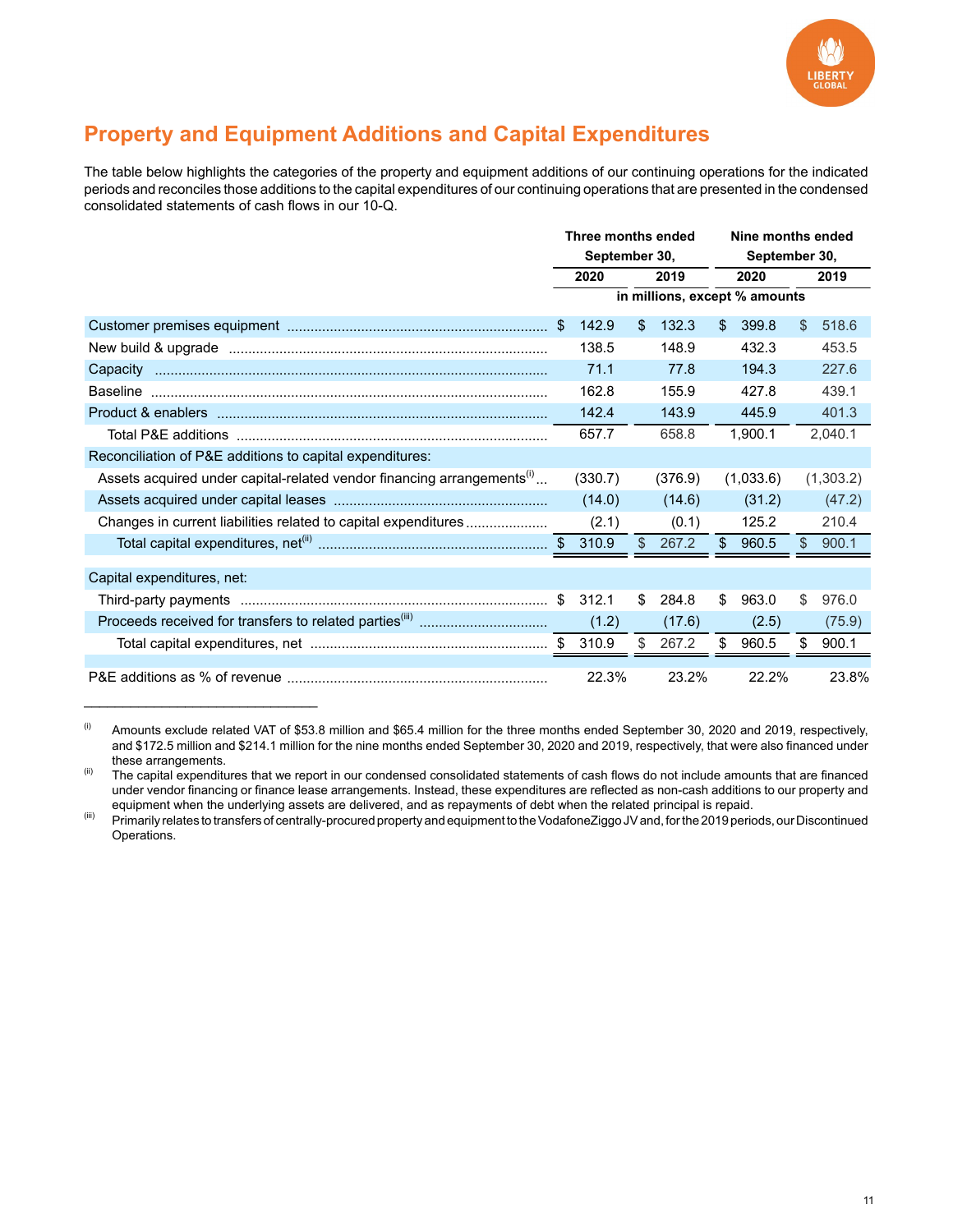## Property and Equipment Additions and Capital Expenditures

The table below highlights the categories of the property and equipment additions of our continuing operations for the indicated periods and reconciles those additions to the capital expenditures of our continuing operations that are presented in the condensed consolidated statements of cash flows in our 10-Q.

| | Three months ended September 30, | | Nine months ended September 30, | |
|---|---|---|---|---|
| | 2020 | 2019 | 2020 | 2019 |
| | in millions, except % amounts | | | |
| Customer premises equipment | $ 142.9 | $ 132.3 | $ 399.8 | $ 518.6 |
| New build & upgrade | 138.5 | 148.9 | 432.3 | 453.5 |
| Capacity | 71.1 | 77.8 | 194.3 | 227.6 |
| Baseline | 162.8 | 155.9 | 427.8 | 439.1 |
| Product & enablers | 142.4 | 143.9 | 445.9 | 401.3 |
| Total P&E additions | 657.7 | 658.8 | 1,900.1 | 2,040.1 |
| Reconciliation of P&E additions to capital expenditures: | | | | |
| Assets acquired under capital-related vendor financing arrangements[i] | (330.7) | (376.9) | (1,033.6) | (1,303.2) |
| Assets acquired under capital leases | (14.0) | (14.6) | (31.2) | (47.2) |
| Changes in current liabilities related to capital expenditures | (2.1) | (0.1) | 125.2 | 210.4 |
| Total capital expenditures, net[ii] | $ 310.9 | $ 267.2 | $ 960.5 | $ 900.1 |
| Capital expenditures, net: | | | | |
| Third-party payments | $ 312.1 | $ 284.8 | $ 963.0 | $ 976.0 |
| Proceeds received for transfers to related parties[iii] | (1.2) | (17.6) | (2.5) | (75.9) |
| Total capital expenditures, net | $ 310.9 | $ 267.2 | $ 960.5 | $ 900.1 |
| P&E additions as % of revenue | 22.3% | 23.2% | 22.2% | 23.8% |

---

(i) Amounts exclude related VAT of $53.8 million and $65.4 million for the three months ended September 30, 2020 and 2019, respectively, and $172.5 million and $214.1 million for the nine months ended September 30, 2020 and 2019, respectively, that were also financed under these arrangements.

(ii) The capital expenditures that we report in our condensed consolidated statements of cash flows do not include amounts that are financed under vendor financing or finance lease arrangements. Instead, these expenditures are reflected as non-cash additions to our property and equipment when the underlying assets are delivered, and as repayments of debt when the related principal is repaid.

(iii) Primarily relates to transfers of centrally-procured property and equipment to the VodafoneZiggo JV and, for the 2019 periods, our Discontinued Operations.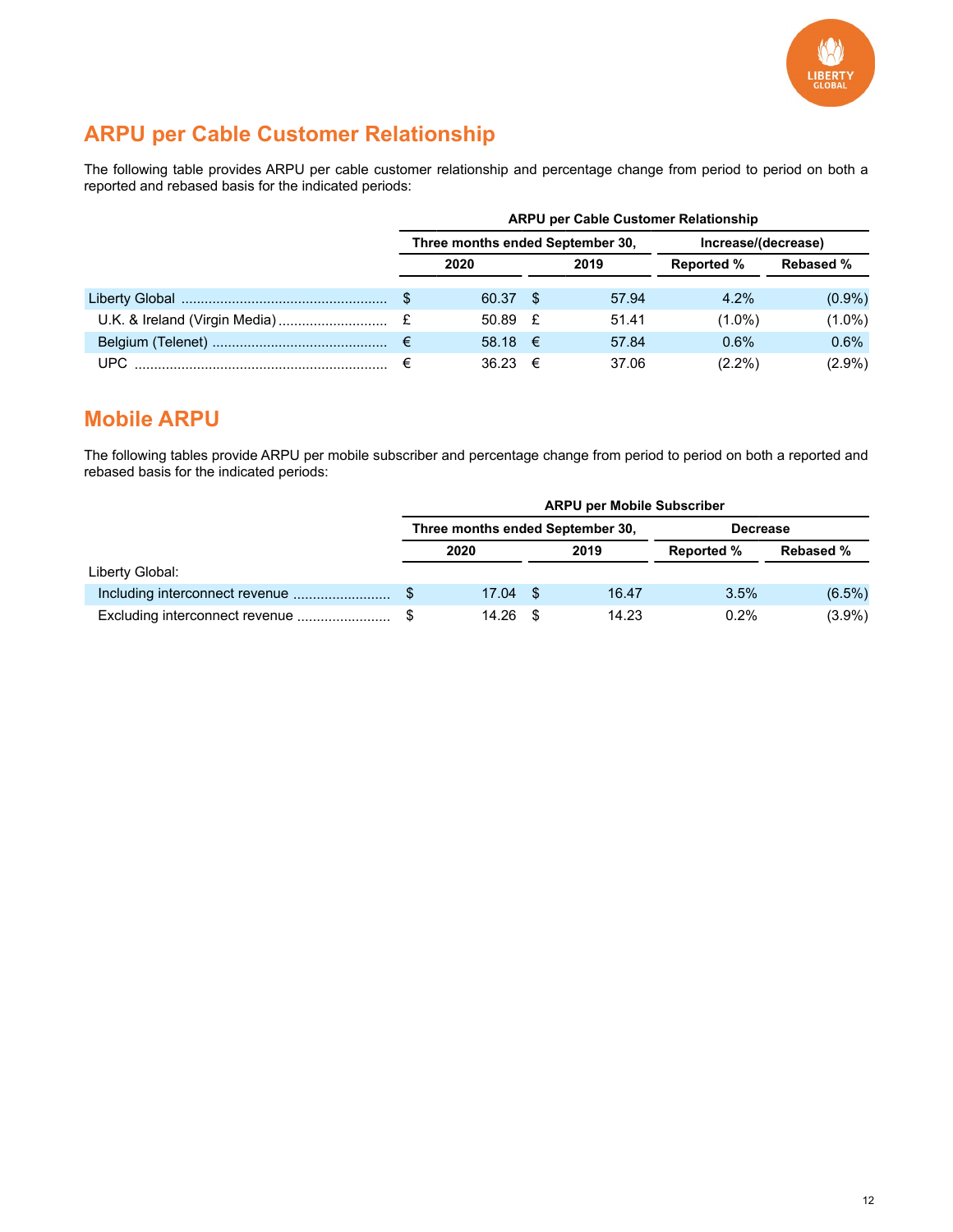## ARPU per Cable Customer Relationship

The following table provides ARPU per cable customer relationship and percentage change from period to period on both a reported and rebased basis for the indicated periods:

| | ARPU per Cable Customer Relationship | | | |
|---|---|---|---|---|
| | Three months ended September 30, | | Increase/(decrease) | |
| | 2020 | 2019 | Reported % | Rebased % |
| Liberty Global | $ 60.37 | $ 57.94 | 4.2% | (0.9%) |
| U.K. & Ireland (Virgin Media) | £ 50.89 | £ 51.41 | (1.0%) | (1.0%) |
| Belgium (Telenet) | € 58.18 | € 57.84 | 0.6% | 0.6% |
| UPC | € 36.23 | € 37.06 | (2.2%) | (2.9%) |

## Mobile ARPU

The following tables provide ARPU per mobile subscriber and percentage change from period to period on both a reported and rebased basis for the indicated periods:

| | ARPU per Mobile Subscriber | | | |
|---|---|---|---|---|
| | Three months ended September 30, | | Decrease | |
| | 2020 | 2019 | Reported % | Rebased % |
| Liberty Global: | | | | |
| Including interconnect revenue | $ 17.04 | $ 16.47 | 3.5% | (6.5%) |
| Excluding interconnect revenue | $ 14.26 | $ 14.23 | 0.2% | (3.9%) |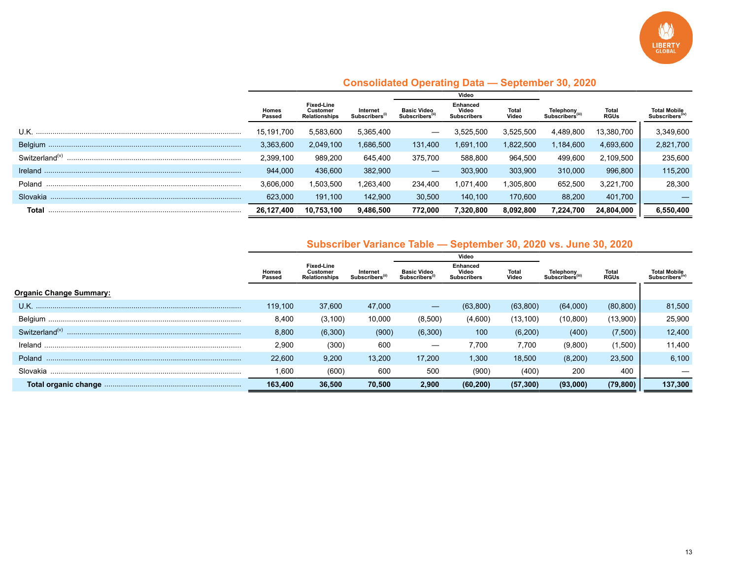## Consolidated Operating Data — September 30, 2020

| | Homes Passed | Fixed-Line Customer Relationships | Internet Subscribers(i) | Video: Basic Video Subscribers(ii) | Video: Enhanced Video Subscribers | Video: Total Video | Telephony Subscribers(iii) | Total RGUs | Total Mobile Subscribers(iv) |
|---|---|---|---|---|---|---|---|---|---|
| U.K. | 15,191,700 | 5,583,600 | 5,365,400 | — | 3,525,500 | 3,525,500 | 4,489,800 | 13,380,700 | 3,349,600 |
| Belgium | 3,363,600 | 2,049,100 | 1,686,500 | 131,400 | 1,691,100 | 1,822,500 | 1,184,600 | 4,693,600 | 2,821,700 |
| Switzerland(v) | 2,399,100 | 989,200 | 645,400 | 375,700 | 588,800 | 964,500 | 499,600 | 2,109,500 | 235,600 |
| Ireland | 944,000 | 436,600 | 382,900 | — | 303,900 | 303,900 | 310,000 | 996,800 | 115,200 |
| Poland | 3,606,000 | 1,503,500 | 1,263,400 | 234,400 | 1,071,400 | 1,305,800 | 652,500 | 3,221,700 | 28,300 |
| Slovakia | 623,000 | 191,100 | 142,900 | 30,500 | 140,100 | 170,600 | 88,200 | 401,700 | — |
| **Total** | **26,127,400** | **10,753,100** | **9,486,500** | **772,000** | **7,320,800** | **8,092,800** | **7,224,700** | **24,804,000** | **6,550,400** |

## Subscriber Variance Table — September 30, 2020 vs. June 30, 2020

| | Homes Passed | Fixed-Line Customer Relationships | Internet Subscribers(ii) | Video: Basic Video Subscribers(i) | Video: Enhanced Video Subscribers | Video: Total Video | Telephony Subscribers(iii) | Total RGUs | Total Mobile Subscribers(iv) |
|---|---|---|---|---|---|---|---|---|---|
| **Organic Change Summary:** | | | | | | | | | |
| U.K. | 119,100 | 37,600 | 47,000 | — | (63,800) | (63,800) | (64,000) | (80,800) | 81,500 |
| Belgium | 8,400 | (3,100) | 10,000 | (8,500) | (4,600) | (13,100) | (10,800) | (13,900) | 25,900 |
| Switzerland(v) | 8,800 | (6,300) | (900) | (6,300) | 100 | (6,200) | (400) | (7,500) | 12,400 |
| Ireland | 2,900 | (300) | 600 | — | 7,700 | 7,700 | (9,800) | (1,500) | 11,400 |
| Poland | 22,600 | 9,200 | 13,200 | 17,200 | 1,300 | 18,500 | (8,200) | 23,500 | 6,100 |
| Slovakia | 1,600 | (600) | 600 | 500 | (900) | (400) | 200 | 400 | — |
| **Total organic change** | **163,400** | **36,500** | **70,500** | **2,900** | **(60,200)** | **(57,300)** | **(93,000)** | **(79,800)** | **137,300** |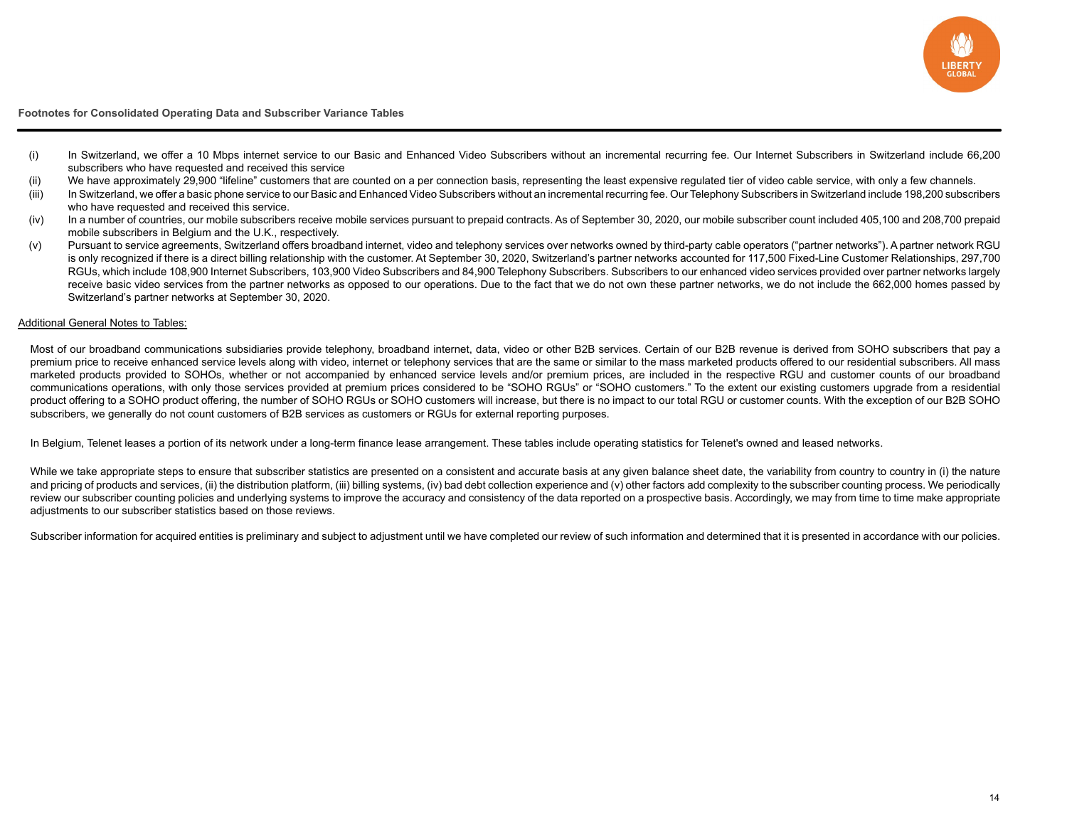**Footnotes for Consolidated Operating Data and Subscriber Variance Tables**

(i) In Switzerland, we offer a 10 Mbps internet service to our Basic and Enhanced Video Subscribers without an incremental recurring fee. Our Internet Subscribers in Switzerland include 66,200 subscribers who have requested and received this service

(ii) We have approximately 29,900 "lifeline" customers that are counted on a per connection basis, representing the least expensive regulated tier of video cable service, with only a few channels.

(iii) In Switzerland, we offer a basic phone service to our Basic and Enhanced Video Subscribers without an incremental recurring fee. Our Telephony Subscribers in Switzerland include 198,200 subscribers who have requested and received this service.

(iv) In a number of countries, our mobile subscribers receive mobile services pursuant to prepaid contracts. As of September 30, 2020, our mobile subscriber count included 405,100 and 208,700 prepaid mobile subscribers in Belgium and the U.K., respectively.

(v) Pursuant to service agreements, Switzerland offers broadband internet, video and telephony services over networks owned by third-party cable operators ("partner networks"). A partner network RGU is only recognized if there is a direct billing relationship with the customer. At September 30, 2020, Switzerland's partner networks accounted for 117,500 Fixed-Line Customer Relationships, 297,700 RGUs, which include 108,900 Internet Subscribers, 103,900 Video Subscribers and 84,900 Telephony Subscribers. Subscribers to our enhanced video services provided over partner networks largely receive basic video services from the partner networks as opposed to our operations. Due to the fact that we do not own these partner networks, we do not include the 662,000 homes passed by Switzerland's partner networks at September 30, 2020.

Additional General Notes to Tables:

Most of our broadband communications subsidiaries provide telephony, broadband internet, data, video or other B2B services. Certain of our B2B revenue is derived from SOHO subscribers that pay a premium price to receive enhanced service levels along with video, internet or telephony services that are the same or similar to the mass marketed products offered to our residential subscribers. All mass marketed products provided to SOHOs, whether or not accompanied by enhanced service levels and/or premium prices, are included in the respective RGU and customer counts of our broadband communications operations, with only those services provided at premium prices considered to be "SOHO RGUs" or "SOHO customers." To the extent our existing customers upgrade from a residential product offering to a SOHO product offering, the number of SOHO RGUs or SOHO customers will increase, but there is no impact to our total RGU or customer counts. With the exception of our B2B SOHO subscribers, we generally do not count customers of B2B services as customers or RGUs for external reporting purposes.

In Belgium, Telenet leases a portion of its network under a long-term finance lease arrangement. These tables include operating statistics for Telenet's owned and leased networks.

While we take appropriate steps to ensure that subscriber statistics are presented on a consistent and accurate basis at any given balance sheet date, the variability from country to country in (i) the nature and pricing of products and services, (ii) the distribution platform, (iii) billing systems, (iv) bad debt collection experience and (v) other factors add complexity to the subscriber counting process. We periodically review our subscriber counting policies and underlying systems to improve the accuracy and consistency of the data reported on a prospective basis. Accordingly, we may from time to time make appropriate adjustments to our subscriber statistics based on those reviews.

Subscriber information for acquired entities is preliminary and subject to adjustment until we have completed our review of such information and determined that it is presented in accordance with our policies.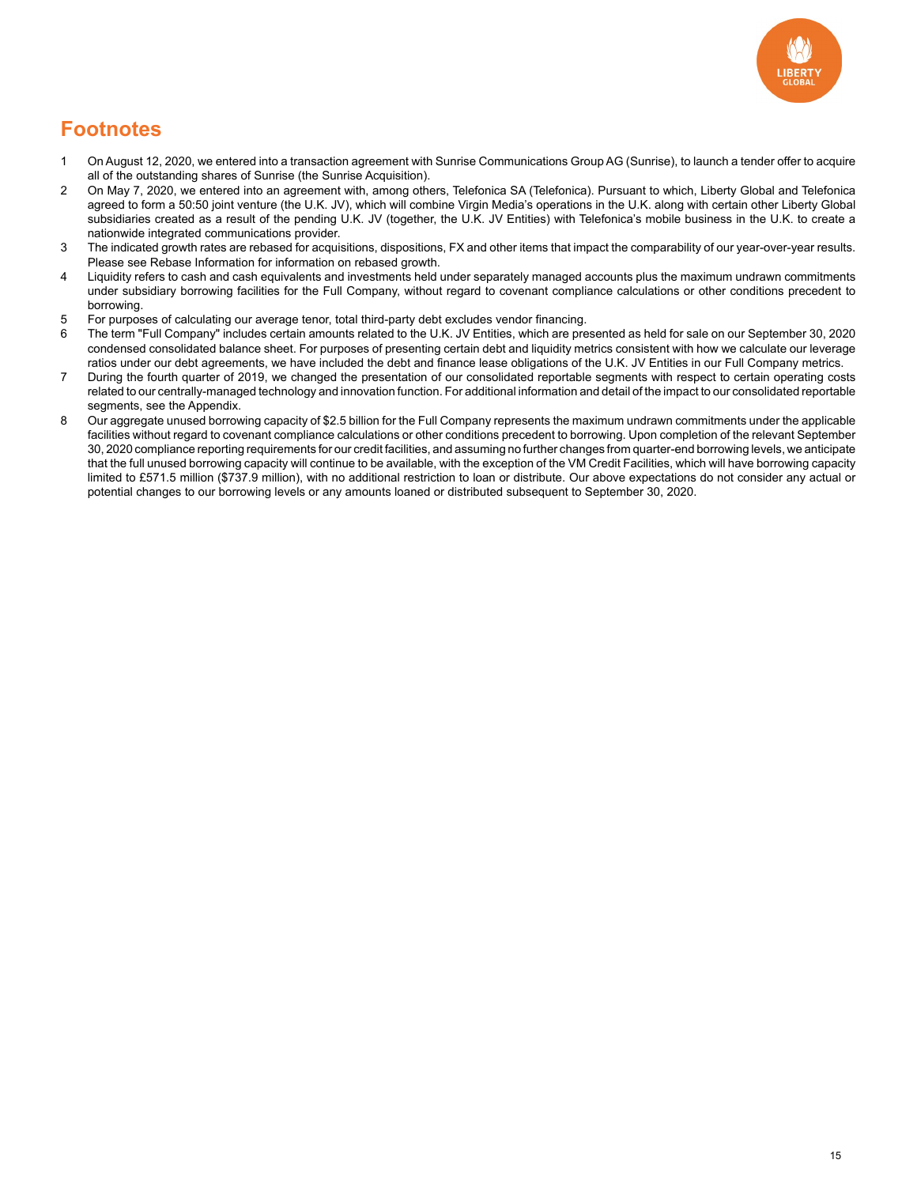# Footnotes

1. On August 12, 2020, we entered into a transaction agreement with Sunrise Communications Group AG (Sunrise), to launch a tender offer to acquire all of the outstanding shares of Sunrise (the Sunrise Acquisition).
2. On May 7, 2020, we entered into an agreement with, among others, Telefonica SA (Telefonica). Pursuant to which, Liberty Global and Telefonica agreed to form a 50:50 joint venture (the U.K. JV), which will combine Virgin Media's operations in the U.K. along with certain other Liberty Global subsidiaries created as a result of the pending U.K. JV (together, the U.K. JV Entities) with Telefonica's mobile business in the U.K. to create a nationwide integrated communications provider.
3. The indicated growth rates are rebased for acquisitions, dispositions, FX and other items that impact the comparability of our year-over-year results. Please see Rebase Information for information on rebased growth.
4. Liquidity refers to cash and cash equivalents and investments held under separately managed accounts plus the maximum undrawn commitments under subsidiary borrowing facilities for the Full Company, without regard to covenant compliance calculations or other conditions precedent to borrowing.
5. For purposes of calculating our average tenor, total third-party debt excludes vendor financing.
6. The term "Full Company" includes certain amounts related to the U.K. JV Entities, which are presented as held for sale on our September 30, 2020 condensed consolidated balance sheet. For purposes of presenting certain debt and liquidity metrics consistent with how we calculate our leverage ratios under our debt agreements, we have included the debt and finance lease obligations of the U.K. JV Entities in our Full Company metrics.
7. During the fourth quarter of 2019, we changed the presentation of our consolidated reportable segments with respect to certain operating costs related to our centrally-managed technology and innovation function. For additional information and detail of the impact to our consolidated reportable segments, see the Appendix.
8. Our aggregate unused borrowing capacity of $2.5 billion for the Full Company represents the maximum undrawn commitments under the applicable facilities without regard to covenant compliance calculations or other conditions precedent to borrowing. Upon completion of the relevant September 30, 2020 compliance reporting requirements for our credit facilities, and assuming no further changes from quarter-end borrowing levels, we anticipate that the full unused borrowing capacity will continue to be available, with the exception of the VM Credit Facilities, which will have borrowing capacity limited to £571.5 million ($737.9 million), with no additional restriction to loan or distribute. Our above expectations do not consider any actual or potential changes to our borrowing levels or any amounts loaned or distributed subsequent to September 30, 2020.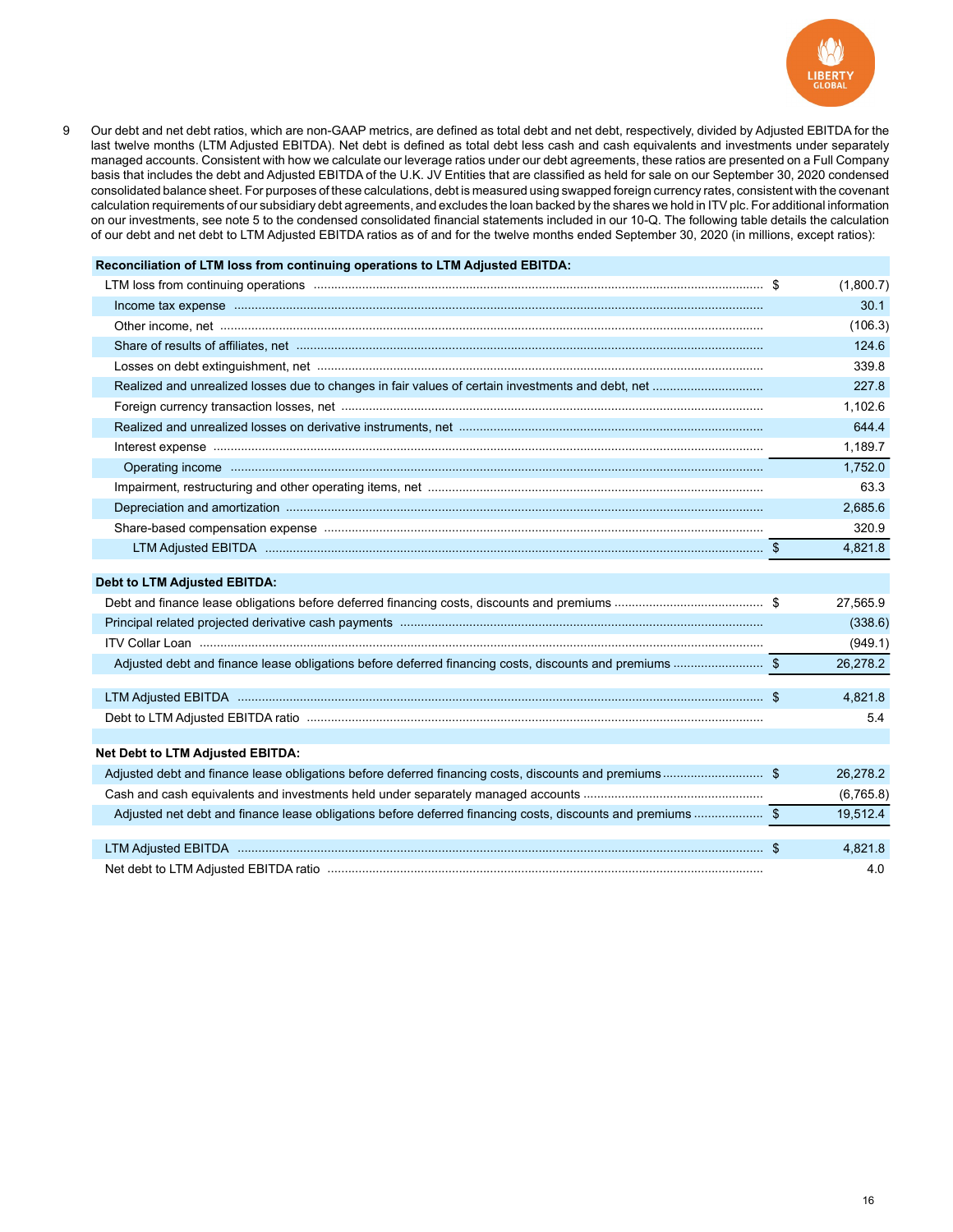9 Our debt and net debt ratios, which are non-GAAP metrics, are defined as total debt and net debt, respectively, divided by Adjusted EBITDA for the last twelve months (LTM Adjusted EBITDA). Net debt is defined as total debt less cash and cash equivalents and investments under separately managed accounts. Consistent with how we calculate our leverage ratios under our debt agreements, these ratios are presented on a Full Company basis that includes the debt and Adjusted EBITDA of the U.K. JV Entities that are classified as held for sale on our September 30, 2020 condensed consolidated balance sheet. For purposes of these calculations, debt is measured using swapped foreign currency rates, consistent with the covenant calculation requirements of our subsidiary debt agreements, and excludes the loan backed by the shares we hold in ITV plc. For additional information on our investments, see note 5 to the condensed consolidated financial statements included in our 10-Q. The following table details the calculation of our debt and net debt to LTM Adjusted EBITDA ratios as of and for the twelve months ended September 30, 2020 (in millions, except ratios):

| | | |
|---|---|---|
| **Reconciliation of LTM loss from continuing operations to LTM Adjusted EBITDA:** | | |
| LTM loss from continuing operations | $ | (1,800.7) |
| Income tax expense | | 30.1 |
| Other income, net | | (106.3) |
| Share of results of affiliates, net | | 124.6 |
| Losses on debt extinguishment, net | | 339.8 |
| Realized and unrealized losses due to changes in fair values of certain investments and debt, net | | 227.8 |
| Foreign currency transaction losses, net | | 1,102.6 |
| Realized and unrealized losses on derivative instruments, net | | 644.4 |
| Interest expense | | 1,189.7 |
| Operating income | | 1,752.0 |
| Impairment, restructuring and other operating items, net | | 63.3 |
| Depreciation and amortization | | 2,685.6 |
| Share-based compensation expense | | 320.9 |
| LTM Adjusted EBITDA | $ | 4,821.8 |
| | | |
| **Debt to LTM Adjusted EBITDA:** | | |
| Debt and finance lease obligations before deferred financing costs, discounts and premiums | $ | 27,565.9 |
| Principal related projected derivative cash payments | | (338.6) |
| ITV Collar Loan | | (949.1) |
| Adjusted debt and finance lease obligations before deferred financing costs, discounts and premiums | $ | 26,278.2 |
| | | |
| LTM Adjusted EBITDA | $ | 4,821.8 |
| Debt to LTM Adjusted EBITDA ratio | | 5.4 |
| | | |
| **Net Debt to LTM Adjusted EBITDA:** | | |
| Adjusted debt and finance lease obligations before deferred financing costs, discounts and premiums | $ | 26,278.2 |
| Cash and cash equivalents and investments held under separately managed accounts | | (6,765.8) |
| Adjusted net debt and finance lease obligations before deferred financing costs, discounts and premiums | $ | 19,512.4 |
| | | |
| LTM Adjusted EBITDA | $ | 4,821.8 |
| Net debt to LTM Adjusted EBITDA ratio | | 4.0 |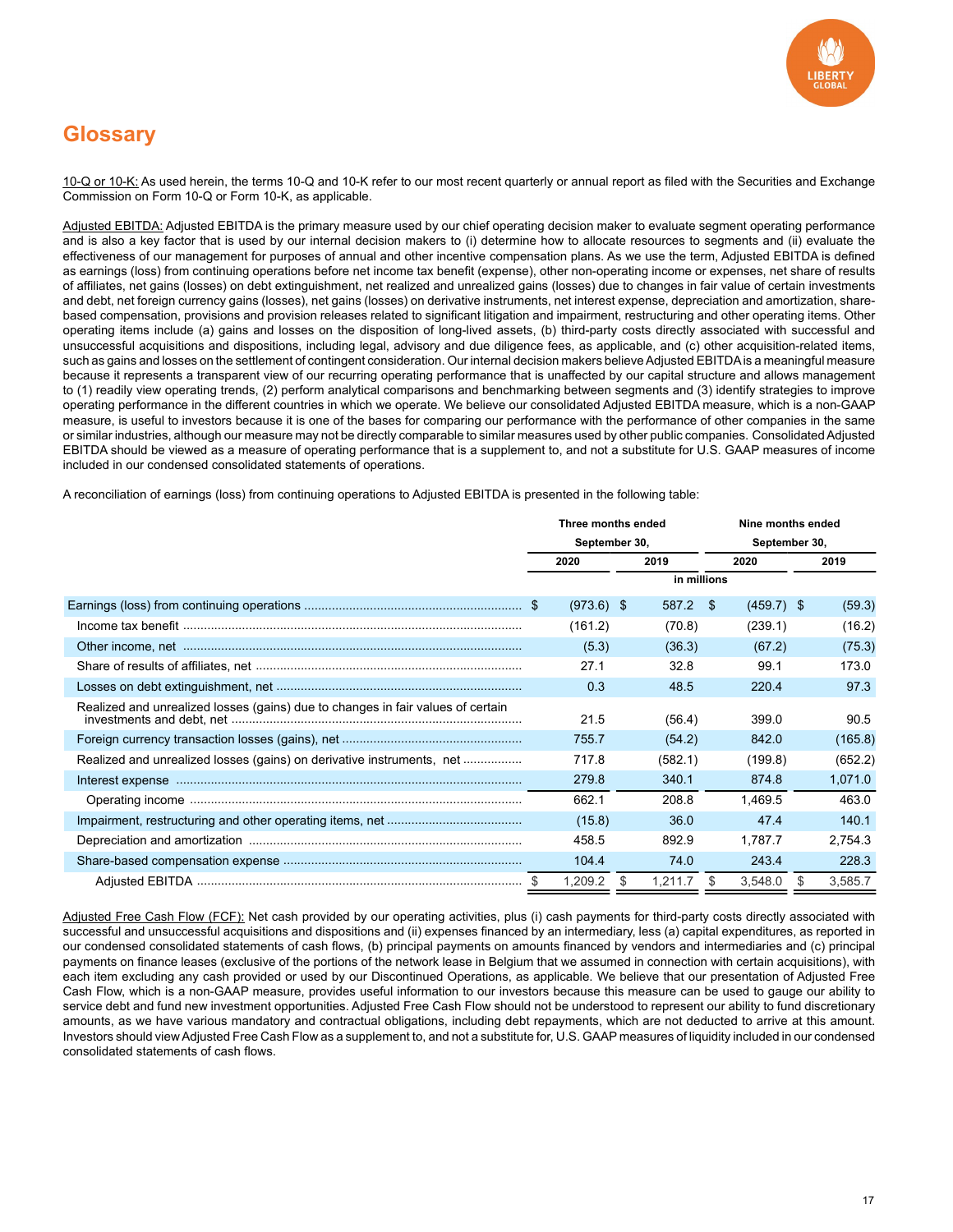# Glossary

10-Q or 10-K: As used herein, the terms 10-Q and 10-K refer to our most recent quarterly or annual report as filed with the Securities and Exchange Commission on Form 10-Q or Form 10-K, as applicable.

Adjusted EBITDA: Adjusted EBITDA is the primary measure used by our chief operating decision maker to evaluate segment operating performance and is also a key factor that is used by our internal decision makers to (i) determine how to allocate resources to segments and (ii) evaluate the effectiveness of our management for purposes of annual and other incentive compensation plans. As we use the term, Adjusted EBITDA is defined as earnings (loss) from continuing operations before net income tax benefit (expense), other non-operating income or expenses, net share of results of affiliates, net gains (losses) on debt extinguishment, net realized and unrealized gains (losses) due to changes in fair value of certain investments and debt, net foreign currency gains (losses), net gains (losses) on derivative instruments, net interest expense, depreciation and amortization, share-based compensation, provisions and provision releases related to significant litigation and impairment, restructuring and other operating items. Other operating items include (a) gains and losses on the disposition of long-lived assets, (b) third-party costs directly associated with successful and unsuccessful acquisitions and dispositions, including legal, advisory and due diligence fees, as applicable, and (c) other acquisition-related items, such as gains and losses on the settlement of contingent consideration. Our internal decision makers believe Adjusted EBITDA is a meaningful measure because it represents a transparent view of our recurring operating performance that is unaffected by our capital structure and allows management to (1) readily view operating trends, (2) perform analytical comparisons and benchmarking between segments and (3) identify strategies to improve operating performance in the different countries in which we operate. We believe our consolidated Adjusted EBITDA measure, which is a non-GAAP measure, is useful to investors because it is one of the bases for comparing our performance with the performance of other companies in the same or similar industries, although our measure may not be directly comparable to similar measures used by other public companies. Consolidated Adjusted EBITDA should be viewed as a measure of operating performance that is a supplement to, and not a substitute for U.S. GAAP measures of income included in our condensed consolidated statements of operations.

A reconciliation of earnings (loss) from continuing operations to Adjusted EBITDA is presented in the following table:

| | Three months ended September 30, | | Nine months ended September 30, | |
|---|---|---|---|---|
| | 2020 | 2019 | 2020 | 2019 |
| | in millions | | | |
| Earnings (loss) from continuing operations | $ (973.6) | $ 587.2 | $ (459.7) | $ (59.3) |
| Income tax benefit | (161.2) | (70.8) | (239.1) | (16.2) |
| Other income, net | (5.3) | (36.3) | (67.2) | (75.3) |
| Share of results of affiliates, net | 27.1 | 32.8 | 99.1 | 173.0 |
| Losses on debt extinguishment, net | 0.3 | 48.5 | 220.4 | 97.3 |
| Realized and unrealized losses (gains) due to changes in fair values of certain investments and debt, net | 21.5 | (56.4) | 399.0 | 90.5 |
| Foreign currency transaction losses (gains), net | 755.7 | (54.2) | 842.0 | (165.8) |
| Realized and unrealized losses (gains) on derivative instruments, net | 717.8 | (582.1) | (199.8) | (652.2) |
| Interest expense | 279.8 | 340.1 | 874.8 | 1,071.0 |
| Operating income | 662.1 | 208.8 | 1,469.5 | 463.0 |
| Impairment, restructuring and other operating items, net | (15.8) | 36.0 | 47.4 | 140.1 |
| Depreciation and amortization | 458.5 | 892.9 | 1,787.7 | 2,754.3 |
| Share-based compensation expense | 104.4 | 74.0 | 243.4 | 228.3 |
| Adjusted EBITDA | $ 1,209.2 | $ 1,211.7 | $ 3,548.0 | $ 3,585.7 |

Adjusted Free Cash Flow (FCF): Net cash provided by our operating activities, plus (i) cash payments for third-party costs directly associated with successful and unsuccessful acquisitions and dispositions and (ii) expenses financed by an intermediary, less (a) capital expenditures, as reported in our condensed consolidated statements of cash flows, (b) principal payments on amounts financed by vendors and intermediaries and (c) principal payments on finance leases (exclusive of the portions of the network lease in Belgium that we assumed in connection with certain acquisitions), with each item excluding any cash provided or used by our Discontinued Operations, as applicable. We believe that our presentation of Adjusted Free Cash Flow, which is a non-GAAP measure, provides useful information to our investors because this measure can be used to gauge our ability to service debt and fund new investment opportunities. Adjusted Free Cash Flow should not be understood to represent our ability to fund discretionary amounts, as we have various mandatory and contractual obligations, including debt repayments, which are not deducted to arrive at this amount. Investors should view Adjusted Free Cash Flow as a supplement to, and not a substitute for, U.S. GAAP measures of liquidity included in our condensed consolidated statements of cash flows.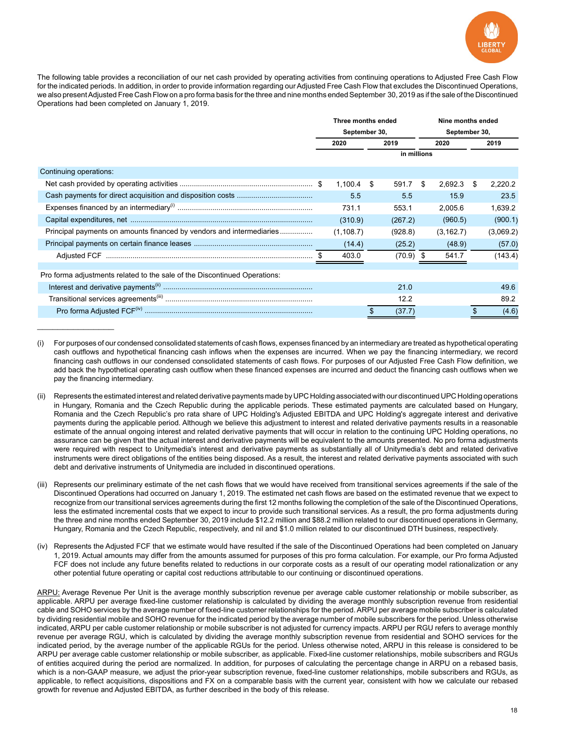The following table provides a reconciliation of our net cash provided by operating activities from continuing operations to Adjusted Free Cash Flow for the indicated periods. In addition, in order to provide information regarding our Adjusted Free Cash Flow that excludes the Discontinued Operations, we also present Adjusted Free Cash Flow on a pro forma basis for the three and nine months ended September 30, 2019 as if the sale of the Discontinued Operations had been completed on January 1, 2019.

| | Three months ended September 30, | | Nine months ended September 30, | |
|---|---|---|---|---|
| | 2020 | 2019 | 2020 | 2019 |
| | in millions | | | |
| Continuing operations: | | | | |
| Net cash provided by operating activities | $ 1,100.4 | $ 591.7 | $ 2,692.3 | $ 2,220.2 |
| Cash payments for direct acquisition and disposition costs | 5.5 | 5.5 | 15.9 | 23.5 |
| Expenses financed by an intermediary[(i)] | 731.1 | 553.1 | 2,005.6 | 1,639.2 |
| Capital expenditures, net | (310.9) | (267.2) | (960.5) | (900.1) |
| Principal payments on amounts financed by vendors and intermediaries | (1,108.7) | (928.8) | (3,162.7) | (3,069.2) |
| Principal payments on certain finance leases | (14.4) | (25.2) | (48.9) | (57.0) |
| Adjusted FCF | $ 403.0 | (70.9) | $ 541.7 | (143.4) |
| Pro forma adjustments related to the sale of the Discontinued Operations: | | | | |
| Interest and derivative payments[(ii)] | | 21.0 | | 49.6 |
| Transitional services agreements[(iii)] | | 12.2 | | 89.2 |
| Pro forma Adjusted FCF[(iv)] | | $ (37.7) | | $ (4.6) |

---

(i) For purposes of our condensed consolidated statements of cash flows, expenses financed by an intermediary are treated as hypothetical operating cash outflows and hypothetical financing cash inflows when the expenses are incurred. When we pay the financing intermediary, we record financing cash outflows in our condensed consolidated statements of cash flows. For purposes of our Adjusted Free Cash Flow definition, we add back the hypothetical operating cash outflow when these financed expenses are incurred and deduct the financing cash outflows when we pay the financing intermediary.

(ii) Represents the estimated interest and related derivative payments made by UPC Holding associated with our discontinued UPC Holding operations in Hungary, Romania and the Czech Republic during the applicable periods. These estimated payments are calculated based on Hungary, Romania and the Czech Republic's pro rata share of UPC Holding's Adjusted EBITDA and UPC Holding's aggregate interest and derivative payments during the applicable period. Although we believe this adjustment to interest and related derivative payments results in a reasonable estimate of the annual ongoing interest and related derivative payments that will occur in relation to the continuing UPC Holding operations, no assurance can be given that the actual interest and derivative payments will be equivalent to the amounts presented. No pro forma adjustments were required with respect to Unitymedia's interest and derivative payments as substantially all of Unitymedia's debt and related derivative instruments were direct obligations of the entities being disposed. As a result, the interest and related derivative payments associated with such debt and derivative instruments of Unitymedia are included in discontinued operations.

(iii) Represents our preliminary estimate of the net cash flows that we would have received from transitional services agreements if the sale of the Discontinued Operations had occurred on January 1, 2019. The estimated net cash flows are based on the estimated revenue that we expect to recognize from our transitional services agreements during the first 12 months following the completion of the sale of the Discontinued Operations, less the estimated incremental costs that we expect to incur to provide such transitional services. As a result, the pro forma adjustments during the three and nine months ended September 30, 2019 include $12.2 million and $88.2 million related to our discontinued operations in Germany, Hungary, Romania and the Czech Republic, respectively, and nil and $1.0 million related to our discontinued DTH business, respectively.

(iv) Represents the Adjusted FCF that we estimate would have resulted if the sale of the Discontinued Operations had been completed on January 1, 2019. Actual amounts may differ from the amounts assumed for purposes of this pro forma calculation. For example, our Pro forma Adjusted FCF does not include any future benefits related to reductions in our corporate costs as a result of our operating model rationalization or any other potential future operating or capital cost reductions attributable to our continuing or discontinued operations.

ARPU: Average Revenue Per Unit is the average monthly subscription revenue per average cable customer relationship or mobile subscriber, as applicable. ARPU per average fixed-line customer relationship is calculated by dividing the average monthly subscription revenue from residential cable and SOHO services by the average number of fixed-line customer relationships for the period. ARPU per average mobile subscriber is calculated by dividing residential mobile and SOHO revenue for the indicated period by the average number of mobile subscribers for the period. Unless otherwise indicated, ARPU per cable customer relationship or mobile subscriber is not adjusted for currency impacts. ARPU per RGU refers to average monthly revenue per average RGU, which is calculated by dividing the average monthly subscription revenue from residential and SOHO services for the indicated period, by the average number of the applicable RGUs for the period. Unless otherwise noted, ARPU in this release is considered to be ARPU per average cable customer relationship or mobile subscriber, as applicable. Fixed-line customer relationships, mobile subscribers and RGUs of entities acquired during the period are normalized. In addition, for purposes of calculating the percentage change in ARPU on a rebased basis, which is a non-GAAP measure, we adjust the prior-year subscription revenue, fixed-line customer relationships, mobile subscribers and RGUs, as applicable, to reflect acquisitions, dispositions and FX on a comparable basis with the current year, consistent with how we calculate our rebased growth for revenue and Adjusted EBITDA, as further described in the body of this release.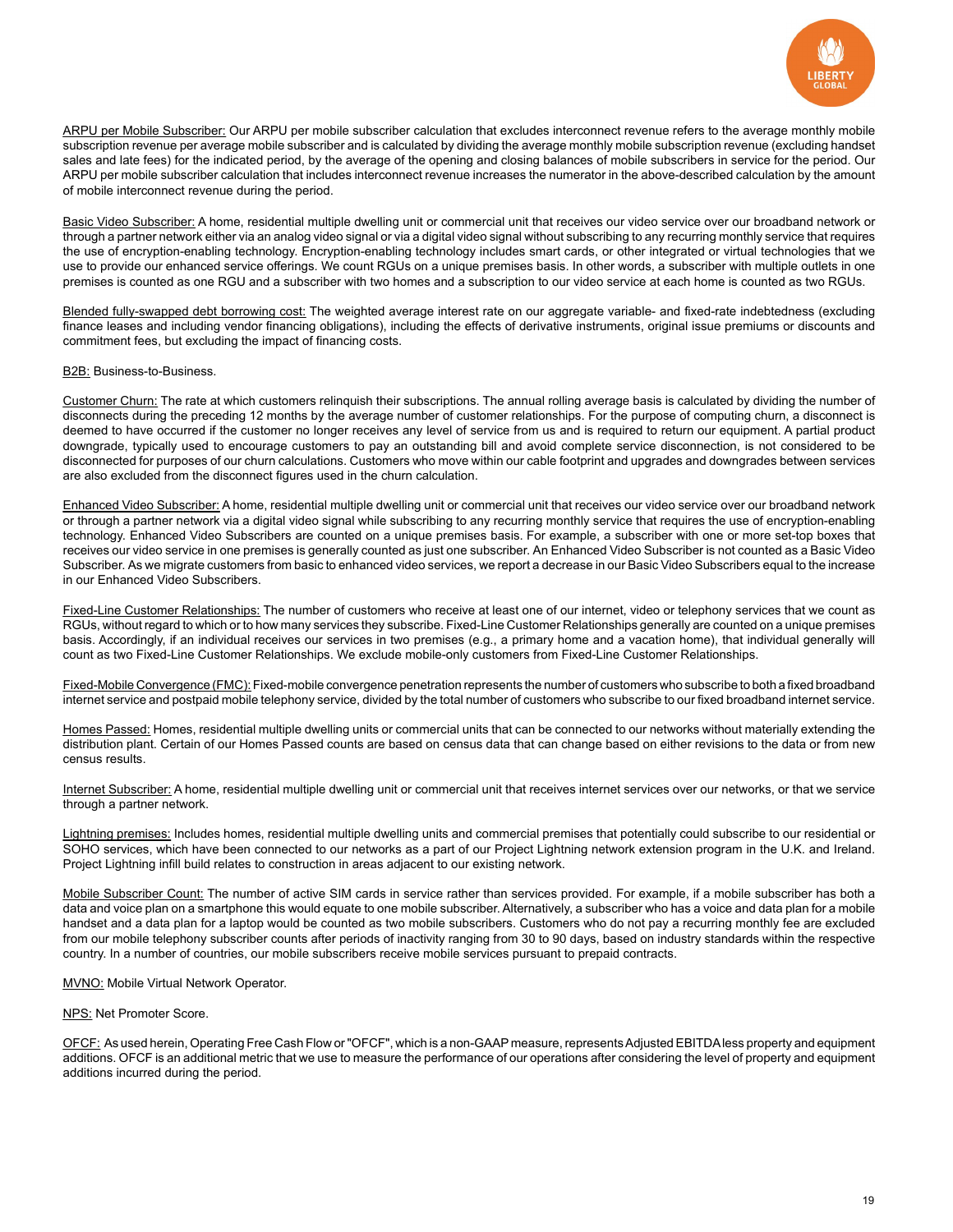<u>ARPU per Mobile Subscriber:</u> Our ARPU per mobile subscriber calculation that excludes interconnect revenue refers to the average monthly mobile subscription revenue per average mobile subscriber and is calculated by dividing the average monthly mobile subscription revenue (excluding handset sales and late fees) for the indicated period, by the average of the opening and closing balances of mobile subscribers in service for the period. Our ARPU per mobile subscriber calculation that includes interconnect revenue increases the numerator in the above-described calculation by the amount of mobile interconnect revenue during the period.

<u>Basic Video Subscriber:</u> A home, residential multiple dwelling unit or commercial unit that receives our video service over our broadband network or through a partner network either via an analog video signal or via a digital video signal without subscribing to any recurring monthly service that requires the use of encryption-enabling technology. Encryption-enabling technology includes smart cards, or other integrated or virtual technologies that we use to provide our enhanced service offerings. We count RGUs on a unique premises basis. In other words, a subscriber with multiple outlets in one premises is counted as one RGU and a subscriber with two homes and a subscription to our video service at each home is counted as two RGUs.

<u>Blended fully-swapped debt borrowing cost:</u> The weighted average interest rate on our aggregate variable- and fixed-rate indebtedness (excluding finance leases and including vendor financing obligations), including the effects of derivative instruments, original issue premiums or discounts and commitment fees, but excluding the impact of financing costs.

<u>B2B:</u> Business-to-Business.

<u>Customer Churn:</u> The rate at which customers relinquish their subscriptions. The annual rolling average basis is calculated by dividing the number of disconnects during the preceding 12 months by the average number of customer relationships. For the purpose of computing churn, a disconnect is deemed to have occurred if the customer no longer receives any level of service from us and is required to return our equipment. A partial product downgrade, typically used to encourage customers to pay an outstanding bill and avoid complete service disconnection, is not considered to be disconnected for purposes of our churn calculations. Customers who move within our cable footprint and upgrades and downgrades between services are also excluded from the disconnect figures used in the churn calculation.

<u>Enhanced Video Subscriber:</u> A home, residential multiple dwelling unit or commercial unit that receives our video service over our broadband network or through a partner network via a digital video signal while subscribing to any recurring monthly service that requires the use of encryption-enabling technology. Enhanced Video Subscribers are counted on a unique premises basis. For example, a subscriber with one or more set-top boxes that receives our video service in one premises is generally counted as just one subscriber. An Enhanced Video Subscriber is not counted as a Basic Video Subscriber. As we migrate customers from basic to enhanced video services, we report a decrease in our Basic Video Subscribers equal to the increase in our Enhanced Video Subscribers.

<u>Fixed-Line Customer Relationships:</u> The number of customers who receive at least one of our internet, video or telephony services that we count as RGUs, without regard to which or to how many services they subscribe. Fixed-Line Customer Relationships generally are counted on a unique premises basis. Accordingly, if an individual receives our services in two premises (e.g., a primary home and a vacation home), that individual generally will count as two Fixed-Line Customer Relationships. We exclude mobile-only customers from Fixed-Line Customer Relationships.

<u>Fixed-Mobile Convergence (FMC):</u> Fixed-mobile convergence penetration represents the number of customers who subscribe to both a fixed broadband internet service and postpaid mobile telephony service, divided by the total number of customers who subscribe to our fixed broadband internet service.

<u>Homes Passed:</u> Homes, residential multiple dwelling units or commercial units that can be connected to our networks without materially extending the distribution plant. Certain of our Homes Passed counts are based on census data that can change based on either revisions to the data or from new census results.

<u>Internet Subscriber:</u> A home, residential multiple dwelling unit or commercial unit that receives internet services over our networks, or that we service through a partner network.

<u>Lightning premises:</u> Includes homes, residential multiple dwelling units and commercial premises that potentially could subscribe to our residential or SOHO services, which have been connected to our networks as a part of our Project Lightning network extension program in the U.K. and Ireland. Project Lightning infill build relates to construction in areas adjacent to our existing network.

<u>Mobile Subscriber Count:</u> The number of active SIM cards in service rather than services provided. For example, if a mobile subscriber has both a data and voice plan on a smartphone this would equate to one mobile subscriber. Alternatively, a subscriber who has a voice and data plan for a mobile handset and a data plan for a laptop would be counted as two mobile subscribers. Customers who do not pay a recurring monthly fee are excluded from our mobile telephony subscriber counts after periods of inactivity ranging from 30 to 90 days, based on industry standards within the respective country. In a number of countries, our mobile subscribers receive mobile services pursuant to prepaid contracts.

<u>MVNO:</u> Mobile Virtual Network Operator.

<u>NPS:</u> Net Promoter Score.

<u>OFCF:</u> As used herein, Operating Free Cash Flow or "OFCF", which is a non-GAAP measure, represents Adjusted EBITDA less property and equipment additions. OFCF is an additional metric that we use to measure the performance of our operations after considering the level of property and equipment additions incurred during the period.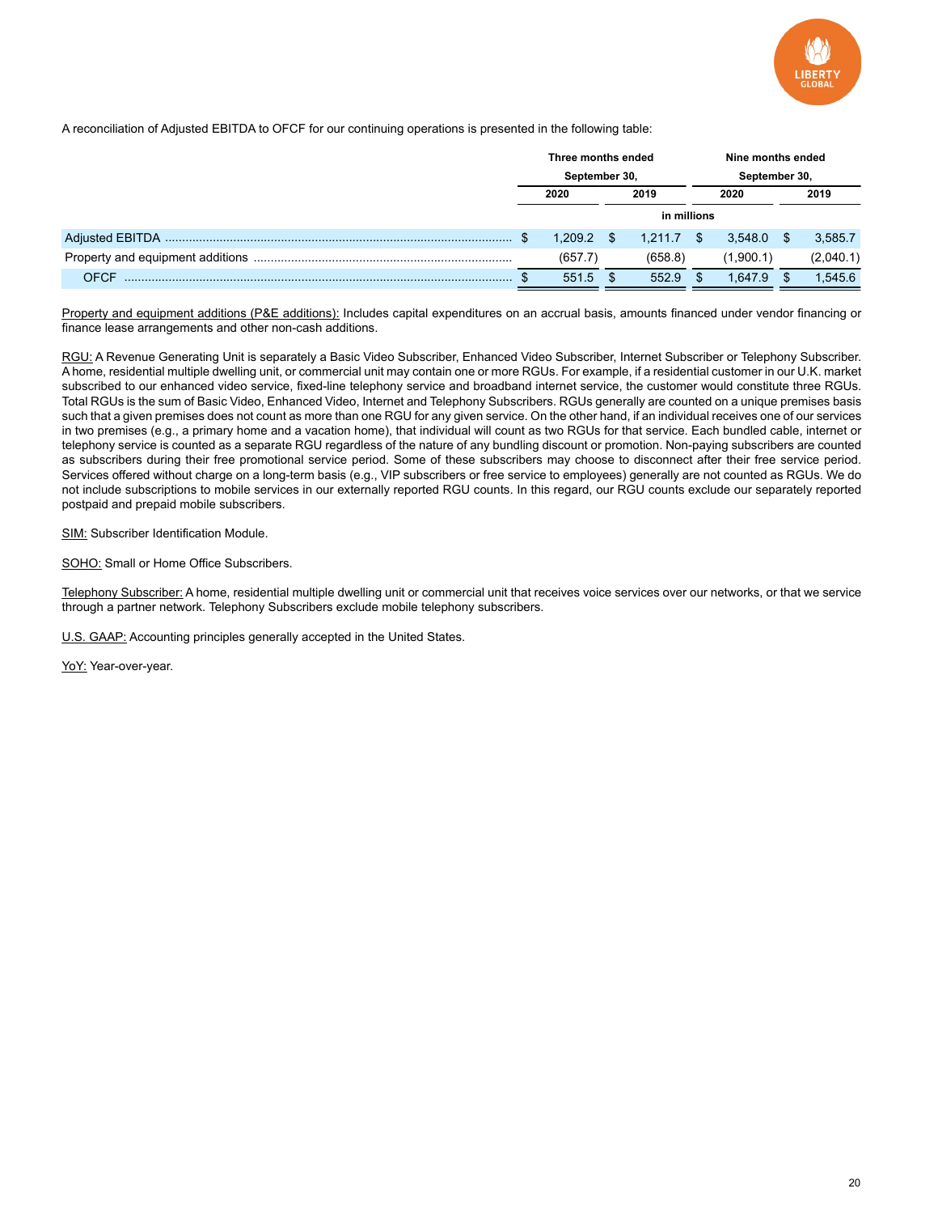A reconciliation of Adjusted EBITDA to OFCF for our continuing operations is presented in the following table:

| | Three months ended September 30, | | Nine months ended September 30, | |
|---|---|---|---|---|
| | 2020 | 2019 | 2020 | 2019 |
| | in millions | | | |
| Adjusted EBITDA | $ 1,209.2 | $ 1,211.7 | $ 3,548.0 | $ 3,585.7 |
| Property and equipment additions | (657.7) | (658.8) | (1,900.1) | (2,040.1) |
| OFCF | $ 551.5 | $ 552.9 | $ 1,647.9 | $ 1,545.6 |

Property and equipment additions (P&E additions): Includes capital expenditures on an accrual basis, amounts financed under vendor financing or finance lease arrangements and other non-cash additions.

RGU: A Revenue Generating Unit is separately a Basic Video Subscriber, Enhanced Video Subscriber, Internet Subscriber or Telephony Subscriber. A home, residential multiple dwelling unit, or commercial unit may contain one or more RGUs. For example, if a residential customer in our U.K. market subscribed to our enhanced video service, fixed-line telephony service and broadband internet service, the customer would constitute three RGUs. Total RGUs is the sum of Basic Video, Enhanced Video, Internet and Telephony Subscribers. RGUs generally are counted on a unique premises basis such that a given premises does not count as more than one RGU for any given service. On the other hand, if an individual receives one of our services in two premises (e.g., a primary home and a vacation home), that individual will count as two RGUs for that service. Each bundled cable, internet or telephony service is counted as a separate RGU regardless of the nature of any bundling discount or promotion. Non-paying subscribers are counted as subscribers during their free promotional service period. Some of these subscribers may choose to disconnect after their free service period. Services offered without charge on a long-term basis (e.g., VIP subscribers or free service to employees) generally are not counted as RGUs. We do not include subscriptions to mobile services in our externally reported RGU counts. In this regard, our RGU counts exclude our separately reported postpaid and prepaid mobile subscribers.

SIM: Subscriber Identification Module.

SOHO: Small or Home Office Subscribers.

Telephony Subscriber: A home, residential multiple dwelling unit or commercial unit that receives voice services over our networks, or that we service through a partner network. Telephony Subscribers exclude mobile telephony subscribers.

U.S. GAAP: Accounting principles generally accepted in the United States.

YoY: Year-over-year.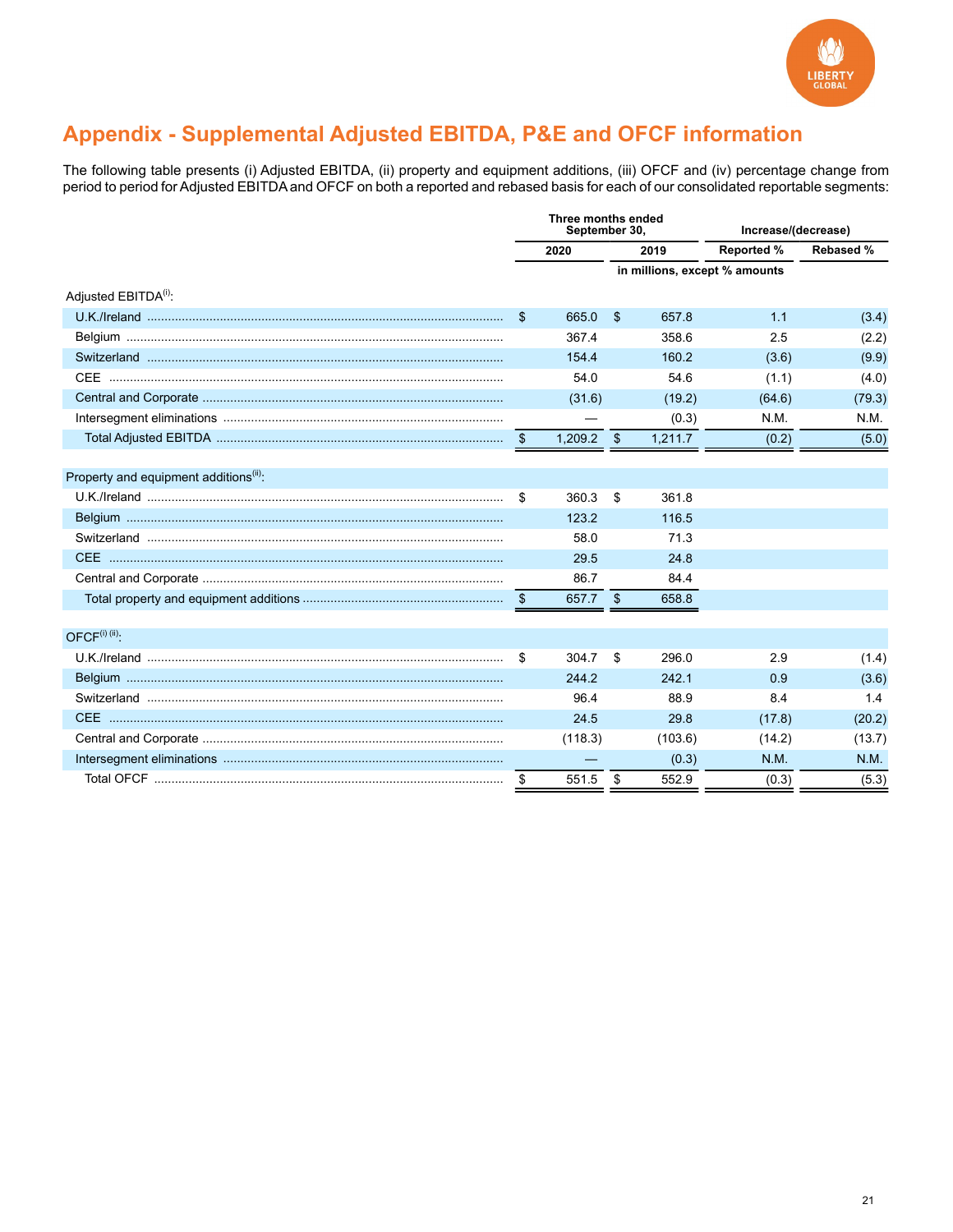# Appendix - Supplemental Adjusted EBITDA, P&E and OFCF information

The following table presents (i) Adjusted EBITDA, (ii) property and equipment additions, (iii) OFCF and (iv) percentage change from period to period for Adjusted EBITDA and OFCF on both a reported and rebased basis for each of our consolidated reportable segments:

| | Three months ended September 30, | | Increase/(decrease) | |
|---|---|---|---|---|
| | 2020 | 2019 | Reported % | Rebased % |
| | in millions, except % amounts | | | |
| Adjusted EBITDA[(i)]: | | | | |
| U.K./Ireland | $ 665.0 | $ 657.8 | 1.1 | (3.4) |
| Belgium | 367.4 | 358.6 | 2.5 | (2.2) |
| Switzerland | 154.4 | 160.2 | (3.6) | (9.9) |
| CEE | 54.0 | 54.6 | (1.1) | (4.0) |
| Central and Corporate | (31.6) | (19.2) | (64.6) | (79.3) |
| Intersegment eliminations | — | (0.3) | N.M. | N.M. |
| Total Adjusted EBITDA | $ 1,209.2 | $ 1,211.7 | (0.2) | (5.0) |
| Property and equipment additions[(ii)]: | | | | |
| U.K./Ireland | $ 360.3 | $ 361.8 | | |
| Belgium | 123.2 | 116.5 | | |
| Switzerland | 58.0 | 71.3 | | |
| CEE | 29.5 | 24.8 | | |
| Central and Corporate | 86.7 | 84.4 | | |
| Total property and equipment additions | $ 657.7 | $ 658.8 | | |
| OFCF[(i) (ii)]: | | | | |
| U.K./Ireland | $ 304.7 | $ 296.0 | 2.9 | (1.4) |
| Belgium | 244.2 | 242.1 | 0.9 | (3.6) |
| Switzerland | 96.4 | 88.9 | 8.4 | 1.4 |
| CEE | 24.5 | 29.8 | (17.8) | (20.2) |
| Central and Corporate | (118.3) | (103.6) | (14.2) | (13.7) |
| Intersegment eliminations | — | (0.3) | N.M. | N.M. |
| Total OFCF | $ 551.5 | $ 552.9 | (0.3) | (5.3) |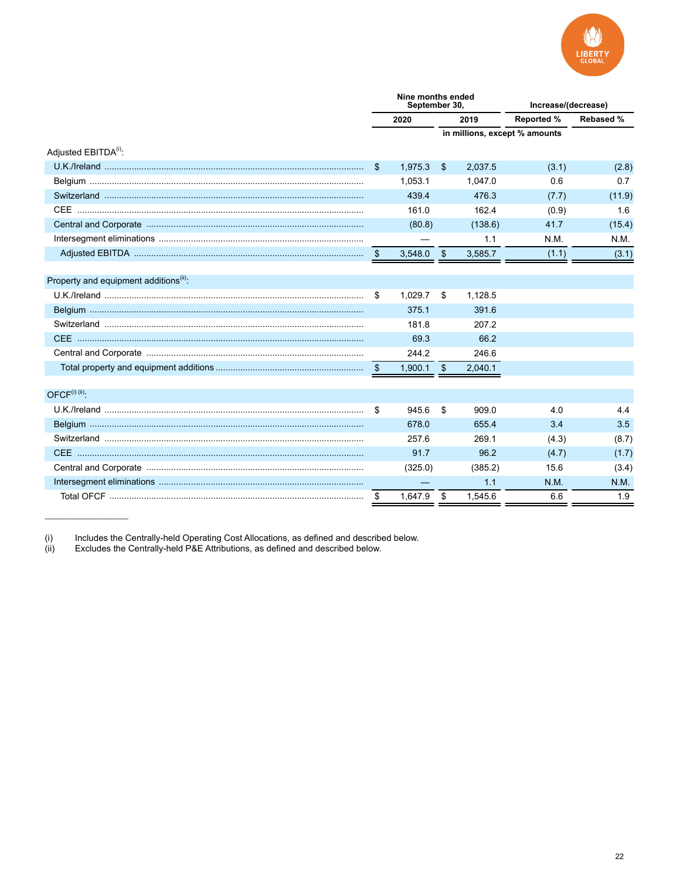| | Nine months ended September 30, | | Increase/(decrease) | |
|---|---|---|---|---|
| | 2020 | 2019 | Reported % | Rebased % |
| | | in millions, except % amounts | | |
| Adjusted EBITDA[(i)]: | | | | |
| U.K./Ireland | $ 1,975.3 | $ 2,037.5 | (3.1) | (2.8) |
| Belgium | 1,053.1 | 1,047.0 | 0.6 | 0.7 |
| Switzerland | 439.4 | 476.3 | (7.7) | (11.9) |
| CEE | 161.0 | 162.4 | (0.9) | 1.6 |
| Central and Corporate | (80.8) | (138.6) | 41.7 | (15.4) |
| Intersegment eliminations | — | 1.1 | N.M. | N.M. |
| Adjusted EBITDA | $ 3,548.0 | $ 3,585.7 | (1.1) | (3.1) |
| Property and equipment additions[(ii)]: | | | | |
| U.K./Ireland | $ 1,029.7 | $ 1,128.5 | | |
| Belgium | 375.1 | 391.6 | | |
| Switzerland | 181.8 | 207.2 | | |
| CEE | 69.3 | 66.2 | | |
| Central and Corporate | 244.2 | 246.6 | | |
| Total property and equipment additions | $ 1,900.1 | $ 2,040.1 | | |
| OFCF[(i) (ii)]: | | | | |
| U.K./Ireland | $ 945.6 | $ 909.0 | 4.0 | 4.4 |
| Belgium | 678.0 | 655.4 | 3.4 | 3.5 |
| Switzerland | 257.6 | 269.1 | (4.3) | (8.7) |
| CEE | 91.7 | 96.2 | (4.7) | (1.7) |
| Central and Corporate | (325.0) | (385.2) | 15.6 | (3.4) |
| Intersegment eliminations | — | 1.1 | N.M. | N.M. |
| Total OFCF | $ 1,647.9 | $ 1,545.6 | 6.6 | 1.9 |

(i) Includes the Centrally-held Operating Cost Allocations, as defined and described below.

(ii) Excludes the Centrally-held P&E Attributions, as defined and described below.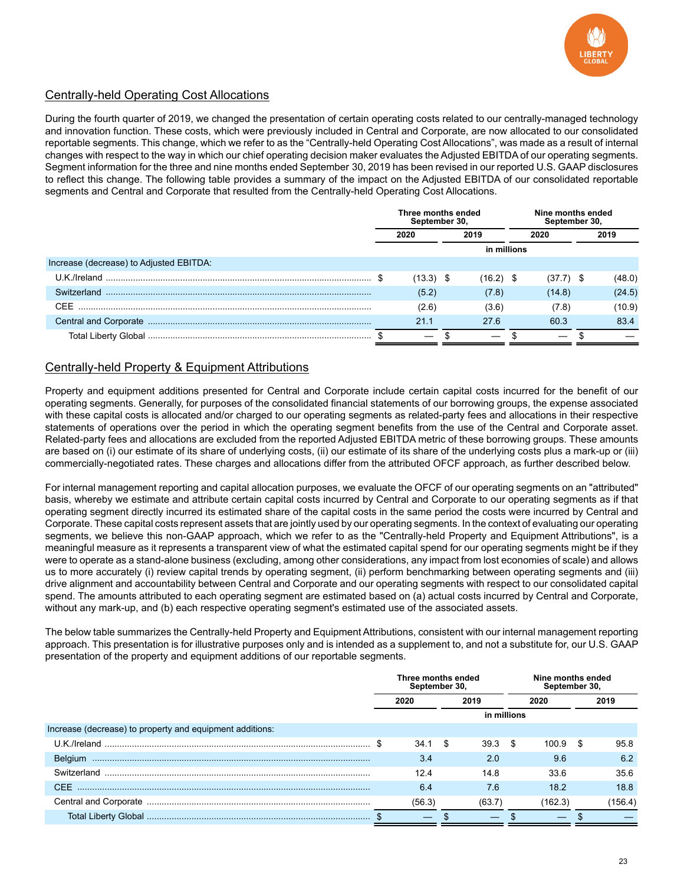## Centrally-held Operating Cost Allocations

During the fourth quarter of 2019, we changed the presentation of certain operating costs related to our centrally-managed technology and innovation function. These costs, which were previously included in Central and Corporate, are now allocated to our consolidated reportable segments. This change, which we refer to as the "Centrally-held Operating Cost Allocations", was made as a result of internal changes with respect to the way in which our chief operating decision maker evaluates the Adjusted EBITDA of our operating segments. Segment information for the three and nine months ended September 30, 2019 has been revised in our reported U.S. GAAP disclosures to reflect this change. The following table provides a summary of the impact on the Adjusted EBITDA of our consolidated reportable segments and Central and Corporate that resulted from the Centrally-held Operating Cost Allocations.

| | Three months ended September 30, | | Nine months ended September 30, | |
|---|---|---|---|---|
| | 2020 | 2019 | 2020 | 2019 |
| | in millions | | | |
| Increase (decrease) to Adjusted EBITDA: | | | | |
| U.K./Ireland | $ (13.3) | $ (16.2) | $ (37.7) | $ (48.0) |
| Switzerland | (5.2) | (7.8) | (14.8) | (24.5) |
| CEE | (2.6) | (3.6) | (7.8) | (10.9) |
| Central and Corporate | 21.1 | 27.6 | 60.3 | 83.4 |
| Total Liberty Global | $ — | $ — | $ — | $ — |

## Centrally-held Property & Equipment Attributions

Property and equipment additions presented for Central and Corporate include certain capital costs incurred for the benefit of our operating segments. Generally, for purposes of the consolidated financial statements of our borrowing groups, the expense associated with these capital costs is allocated and/or charged to our operating segments as related-party fees and allocations in their respective statements of operations over the period in which the operating segment benefits from the use of the Central and Corporate asset. Related-party fees and allocations are excluded from the reported Adjusted EBITDA metric of these borrowing groups. These amounts are based on (i) our estimate of its share of underlying costs, (ii) our estimate of its share of the underlying costs plus a mark-up or (iii) commercially-negotiated rates. These charges and allocations differ from the attributed OFCF approach, as further described below.

For internal management reporting and capital allocation purposes, we evaluate the OFCF of our operating segments on an "attributed" basis, whereby we estimate and attribute certain capital costs incurred by Central and Corporate to our operating segments as if that operating segment directly incurred its estimated share of the capital costs in the same period the costs were incurred by Central and Corporate. These capital costs represent assets that are jointly used by our operating segments. In the context of evaluating our operating segments, we believe this non-GAAP approach, which we refer to as the "Centrally-held Property and Equipment Attributions", is a meaningful measure as it represents a transparent view of what the estimated capital spend for our operating segments might be if they were to operate as a stand-alone business (excluding, among other considerations, any impact from lost economies of scale) and allows us to more accurately (i) review capital trends by operating segment, (ii) perform benchmarking between operating segments and (iii) drive alignment and accountability between Central and Corporate and our operating segments with respect to our consolidated capital spend. The amounts attributed to each operating segment are estimated based on (a) actual costs incurred by Central and Corporate, without any mark-up, and (b) each respective operating segment's estimated use of the associated assets.

The below table summarizes the Centrally-held Property and Equipment Attributions, consistent with our internal management reporting approach. This presentation is for illustrative purposes only and is intended as a supplement to, and not a substitute for, our U.S. GAAP presentation of the property and equipment additions of our reportable segments.

| | Three months ended September 30, | | Nine months ended September 30, | |
|---|---|---|---|---|
| | 2020 | 2019 | 2020 | 2019 |
| | in millions | | | |
| Increase (decrease) to property and equipment additions: | | | | |
| U.K./Ireland | $ 34.1 | $ 39.3 | $ 100.9 | $ 95.8 |
| Belgium | 3.4 | 2.0 | 9.6 | 6.2 |
| Switzerland | 12.4 | 14.8 | 33.6 | 35.6 |
| CEE | 6.4 | 7.6 | 18.2 | 18.8 |
| Central and Corporate | (56.3) | (63.7) | (162.3) | (156.4) |
| Total Liberty Global | $ — | $ — | $ — | $ — |